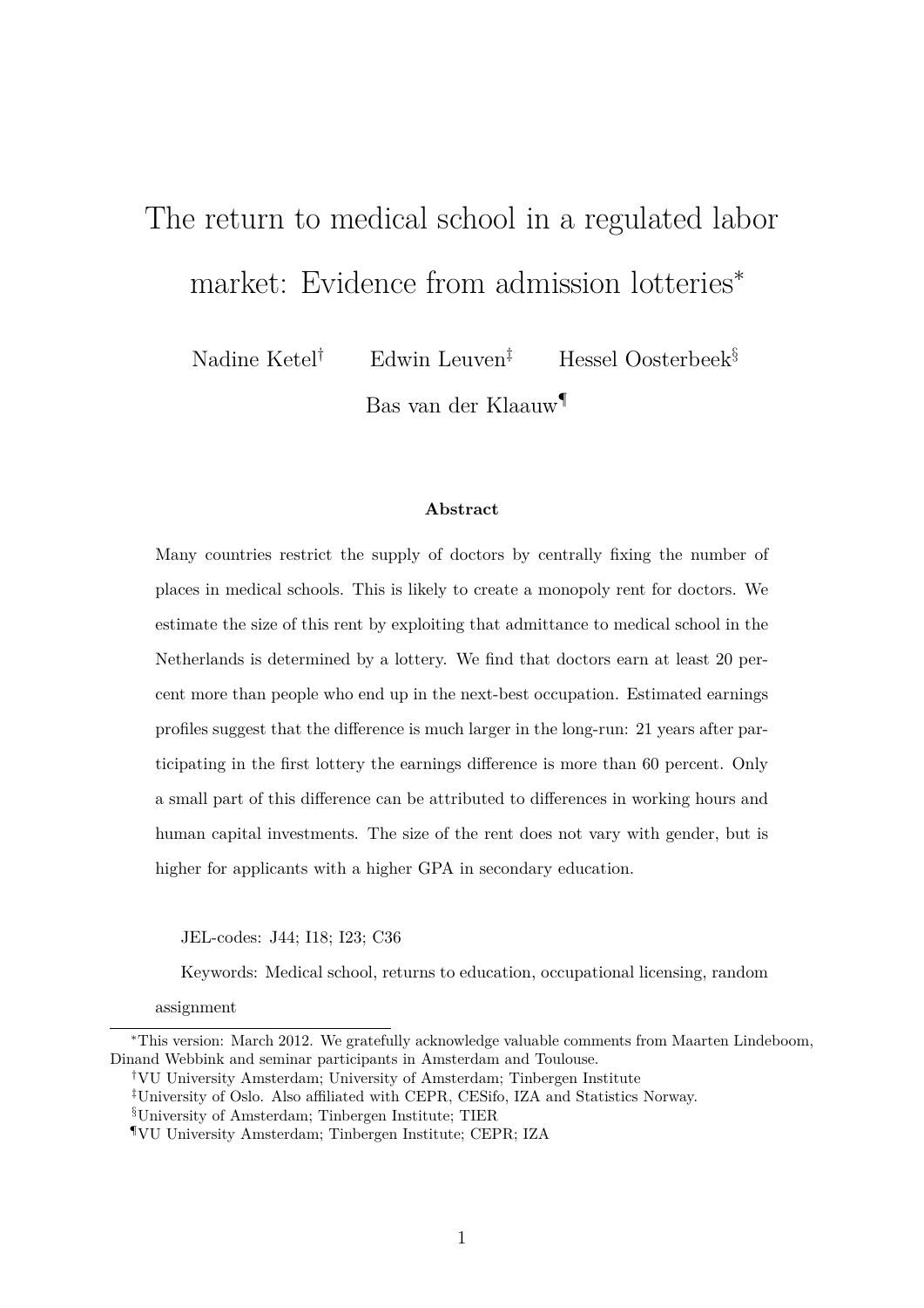# The return to medical school in a regulated labor market: Evidence from admission lotteries*

Nadine Ketel[†] Edwin Leuven[‡] Hessel Oosterbeek[§]

Bas van der Klaauw[¶]

### Abstract

Many countries restrict the supply of doctors by centrally fixing the number of places in medical schools. This is likely to create a monopoly rent for doctors. We estimate the size of this rent by exploiting that admittance to medical school in the Netherlands is determined by a lottery. We find that doctors earn at least 20 percent more than people who end up in the next-best occupation. Estimated earnings profiles suggest that the difference is much larger in the long-run: 21 years after participating in the first lottery the earnings difference is more than 60 percent. Only a small part of this difference can be attributed to differences in working hours and human capital investments. The size of the rent does not vary with gender, but is higher for applicants with a higher GPA in secondary education.

JEL-codes: J44; I18; I23; C36

Keywords: Medical school, returns to education, occupational licensing, random assignment

---

*This version: March 2012. We gratefully acknowledge valuable comments from Maarten Lindeboom, Dinand Webbink and seminar participants in Amsterdam and Toulouse.

[†]VU University Amsterdam; University of Amsterdam; Tinbergen Institute

[‡]University of Oslo. Also affiliated with CEPR, CESifo, IZA and Statistics Norway.

[§]University of Amsterdam; Tinbergen Institute; TIER

[¶]VU University Amsterdam; Tinbergen Institute; CEPR; IZA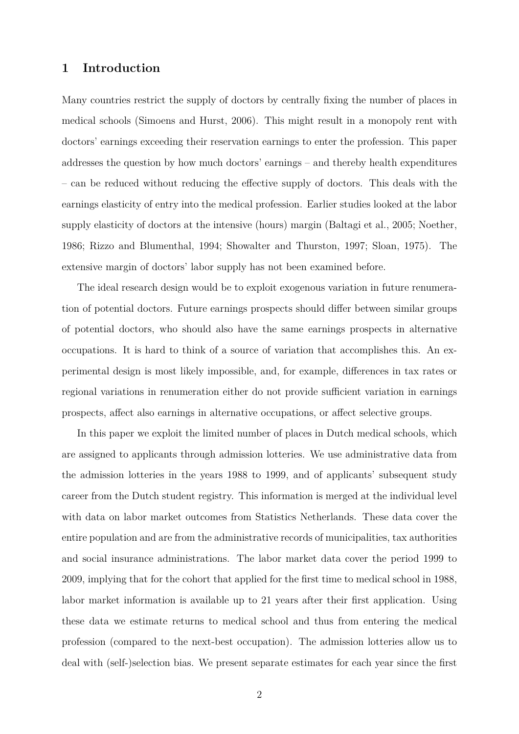# 1 Introduction

Many countries restrict the supply of doctors by centrally fixing the number of places in medical schools (Simoens and Hurst, 2006). This might result in a monopoly rent with doctors' earnings exceeding their reservation earnings to enter the profession. This paper addresses the question by how much doctors' earnings – and thereby health expenditures – can be reduced without reducing the effective supply of doctors. This deals with the earnings elasticity of entry into the medical profession. Earlier studies looked at the labor supply elasticity of doctors at the intensive (hours) margin (Baltagi et al., 2005; Noether, 1986; Rizzo and Blumenthal, 1994; Showalter and Thurston, 1997; Sloan, 1975). The extensive margin of doctors' labor supply has not been examined before.

The ideal research design would be to exploit exogenous variation in future renumeration of potential doctors. Future earnings prospects should differ between similar groups of potential doctors, who should also have the same earnings prospects in alternative occupations. It is hard to think of a source of variation that accomplishes this. An experimental design is most likely impossible, and, for example, differences in tax rates or regional variations in renumeration either do not provide sufficient variation in earnings prospects, affect also earnings in alternative occupations, or affect selective groups.

In this paper we exploit the limited number of places in Dutch medical schools, which are assigned to applicants through admission lotteries. We use administrative data from the admission lotteries in the years 1988 to 1999, and of applicants' subsequent study career from the Dutch student registry. This information is merged at the individual level with data on labor market outcomes from Statistics Netherlands. These data cover the entire population and are from the administrative records of municipalities, tax authorities and social insurance administrations. The labor market data cover the period 1999 to 2009, implying that for the cohort that applied for the first time to medical school in 1988, labor market information is available up to 21 years after their first application. Using these data we estimate returns to medical school and thus from entering the medical profession (compared to the next-best occupation). The admission lotteries allow us to deal with (self-)selection bias. We present separate estimates for each year since the first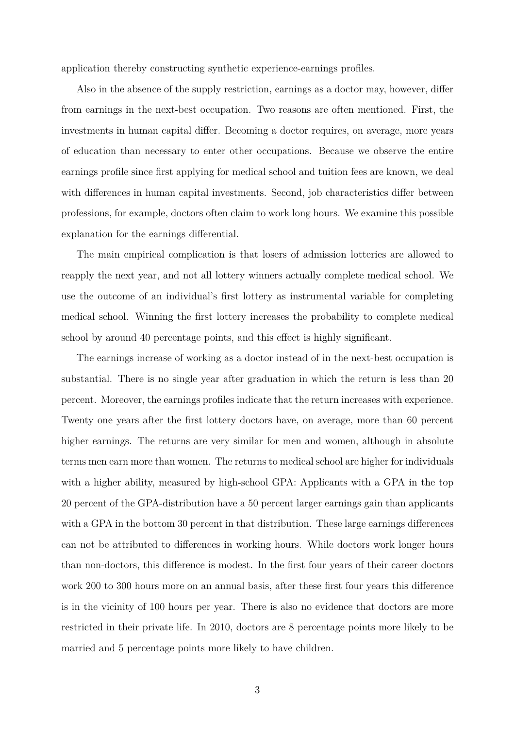application thereby constructing synthetic experience-earnings profiles.

Also in the absence of the supply restriction, earnings as a doctor may, however, differ from earnings in the next-best occupation. Two reasons are often mentioned. First, the investments in human capital differ. Becoming a doctor requires, on average, more years of education than necessary to enter other occupations. Because we observe the entire earnings profile since first applying for medical school and tuition fees are known, we deal with differences in human capital investments. Second, job characteristics differ between professions, for example, doctors often claim to work long hours. We examine this possible explanation for the earnings differential.

The main empirical complication is that losers of admission lotteries are allowed to reapply the next year, and not all lottery winners actually complete medical school. We use the outcome of an individual's first lottery as instrumental variable for completing medical school. Winning the first lottery increases the probability to complete medical school by around 40 percentage points, and this effect is highly significant.

The earnings increase of working as a doctor instead of in the next-best occupation is substantial. There is no single year after graduation in which the return is less than 20 percent. Moreover, the earnings profiles indicate that the return increases with experience. Twenty one years after the first lottery doctors have, on average, more than 60 percent higher earnings. The returns are very similar for men and women, although in absolute terms men earn more than women. The returns to medical school are higher for individuals with a higher ability, measured by high-school GPA: Applicants with a GPA in the top 20 percent of the GPA-distribution have a 50 percent larger earnings gain than applicants with a GPA in the bottom 30 percent in that distribution. These large earnings differences can not be attributed to differences in working hours. While doctors work longer hours than non-doctors, this difference is modest. In the first four years of their career doctors work 200 to 300 hours more on an annual basis, after these first four years this difference is in the vicinity of 100 hours per year. There is also no evidence that doctors are more restricted in their private life. In 2010, doctors are 8 percentage points more likely to be married and 5 percentage points more likely to have children.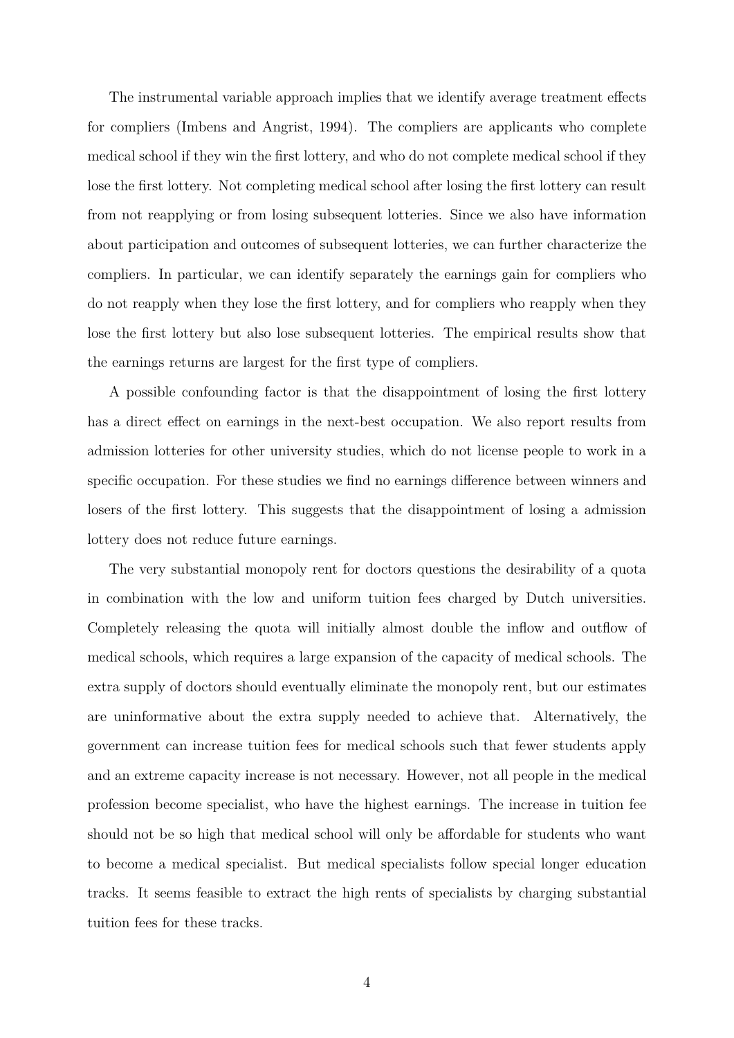The instrumental variable approach implies that we identify average treatment effects for compliers (Imbens and Angrist, 1994). The compliers are applicants who complete medical school if they win the first lottery, and who do not complete medical school if they lose the first lottery. Not completing medical school after losing the first lottery can result from not reapplying or from losing subsequent lotteries. Since we also have information about participation and outcomes of subsequent lotteries, we can further characterize the compliers. In particular, we can identify separately the earnings gain for compliers who do not reapply when they lose the first lottery, and for compliers who reapply when they lose the first lottery but also lose subsequent lotteries. The empirical results show that the earnings returns are largest for the first type of compliers.

A possible confounding factor is that the disappointment of losing the first lottery has a direct effect on earnings in the next-best occupation. We also report results from admission lotteries for other university studies, which do not license people to work in a specific occupation. For these studies we find no earnings difference between winners and losers of the first lottery. This suggests that the disappointment of losing a admission lottery does not reduce future earnings.

The very substantial monopoly rent for doctors questions the desirability of a quota in combination with the low and uniform tuition fees charged by Dutch universities. Completely releasing the quota will initially almost double the inflow and outflow of medical schools, which requires a large expansion of the capacity of medical schools. The extra supply of doctors should eventually eliminate the monopoly rent, but our estimates are uninformative about the extra supply needed to achieve that. Alternatively, the government can increase tuition fees for medical schools such that fewer students apply and an extreme capacity increase is not necessary. However, not all people in the medical profession become specialist, who have the highest earnings. The increase in tuition fee should not be so high that medical school will only be affordable for students who want to become a medical specialist. But medical specialists follow special longer education tracks. It seems feasible to extract the high rents of specialists by charging substantial tuition fees for these tracks.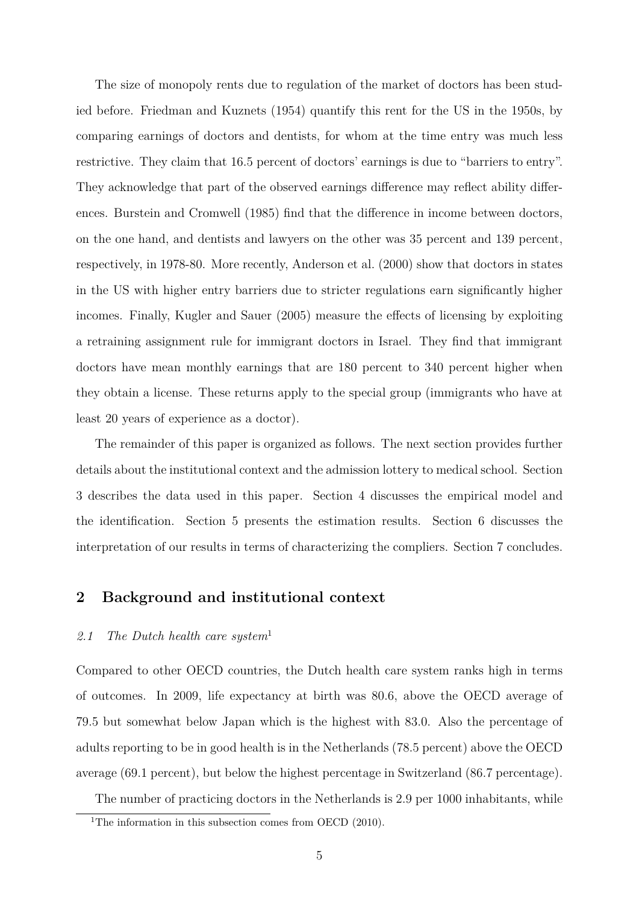The size of monopoly rents due to regulation of the market of doctors has been studied before. Friedman and Kuznets (1954) quantify this rent for the US in the 1950s, by comparing earnings of doctors and dentists, for whom at the time entry was much less restrictive. They claim that 16.5 percent of doctors' earnings is due to "barriers to entry". They acknowledge that part of the observed earnings difference may reflect ability differences. Burstein and Cromwell (1985) find that the difference in income between doctors, on the one hand, and dentists and lawyers on the other was 35 percent and 139 percent, respectively, in 1978-80. More recently, Anderson et al. (2000) show that doctors in states in the US with higher entry barriers due to stricter regulations earn significantly higher incomes. Finally, Kugler and Sauer (2005) measure the effects of licensing by exploiting a retraining assignment rule for immigrant doctors in Israel. They find that immigrant doctors have mean monthly earnings that are 180 percent to 340 percent higher when they obtain a license. These returns apply to the special group (immigrants who have at least 20 years of experience as a doctor).

The remainder of this paper is organized as follows. The next section provides further details about the institutional context and the admission lottery to medical school. Section 3 describes the data used in this paper. Section 4 discusses the empirical model and the identification. Section 5 presents the estimation results. Section 6 discusses the interpretation of our results in terms of characterizing the compliers. Section 7 concludes.

## 2 Background and institutional context

### *2.1 The Dutch health care system*[1]

Compared to other OECD countries, the Dutch health care system ranks high in terms of outcomes. In 2009, life expectancy at birth was 80.6, above the OECD average of 79.5 but somewhat below Japan which is the highest with 83.0. Also the percentage of adults reporting to be in good health is in the Netherlands (78.5 percent) above the OECD average (69.1 percent), but below the highest percentage in Switzerland (86.7 percentage).

The number of practicing doctors in the Netherlands is 2.9 per 1000 inhabitants, while

[1] The information in this subsection comes from OECD (2010).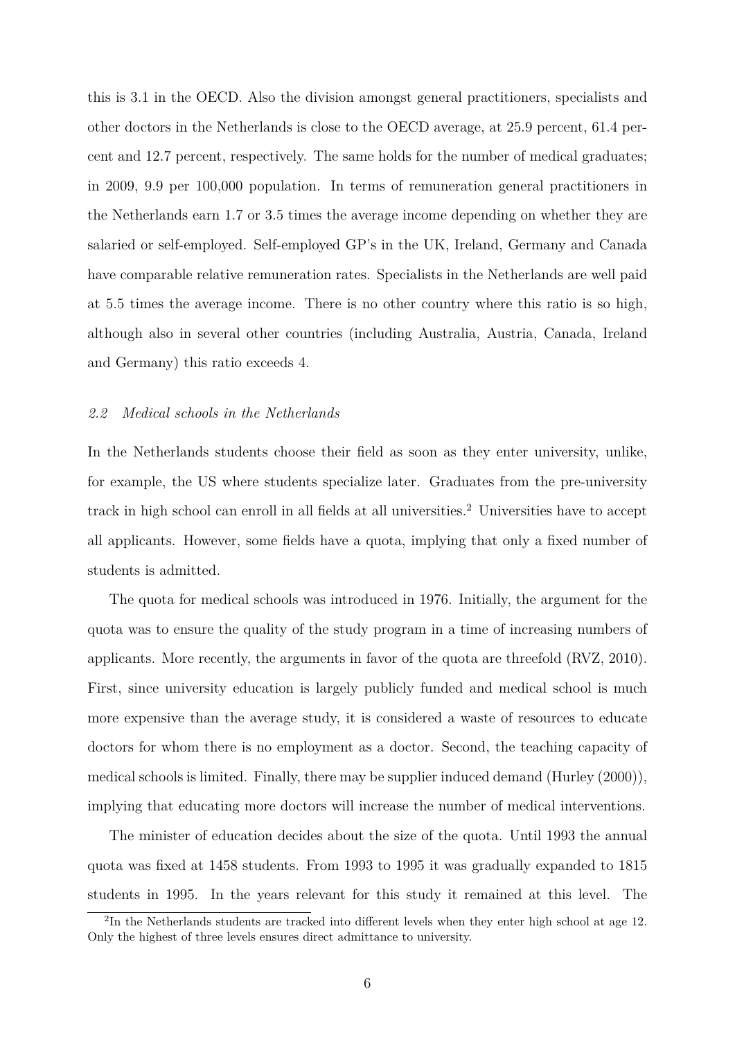this is 3.1 in the OECD. Also the division amongst general practitioners, specialists and other doctors in the Netherlands is close to the OECD average, at 25.9 percent, 61.4 percent and 12.7 percent, respectively. The same holds for the number of medical graduates; in 2009, 9.9 per 100,000 population. In terms of remuneration general practitioners in the Netherlands earn 1.7 or 3.5 times the average income depending on whether they are salaried or self-employed. Self-employed GP's in the UK, Ireland, Germany and Canada have comparable relative remuneration rates. Specialists in the Netherlands are well paid at 5.5 times the average income. There is no other country where this ratio is so high, although also in several other countries (including Australia, Austria, Canada, Ireland and Germany) this ratio exceeds 4.

### *2.2 Medical schools in the Netherlands*

In the Netherlands students choose their field as soon as they enter university, unlike, for example, the US where students specialize later. Graduates from the pre-university track in high school can enroll in all fields at all universities.[2] Universities have to accept all applicants. However, some fields have a quota, implying that only a fixed number of students is admitted.

The quota for medical schools was introduced in 1976. Initially, the argument for the quota was to ensure the quality of the study program in a time of increasing numbers of applicants. More recently, the arguments in favor of the quota are threefold (RVZ, 2010). First, since university education is largely publicly funded and medical school is much more expensive than the average study, it is considered a waste of resources to educate doctors for whom there is no employment as a doctor. Second, the teaching capacity of medical schools is limited. Finally, there may be supplier induced demand (Hurley (2000)), implying that educating more doctors will increase the number of medical interventions.

The minister of education decides about the size of the quota. Until 1993 the annual quota was fixed at 1458 students. From 1993 to 1995 it was gradually expanded to 1815 students in 1995. In the years relevant for this study it remained at this level. The

[2] In the Netherlands students are tracked into different levels when they enter high school at age 12. Only the highest of three levels ensures direct admittance to university.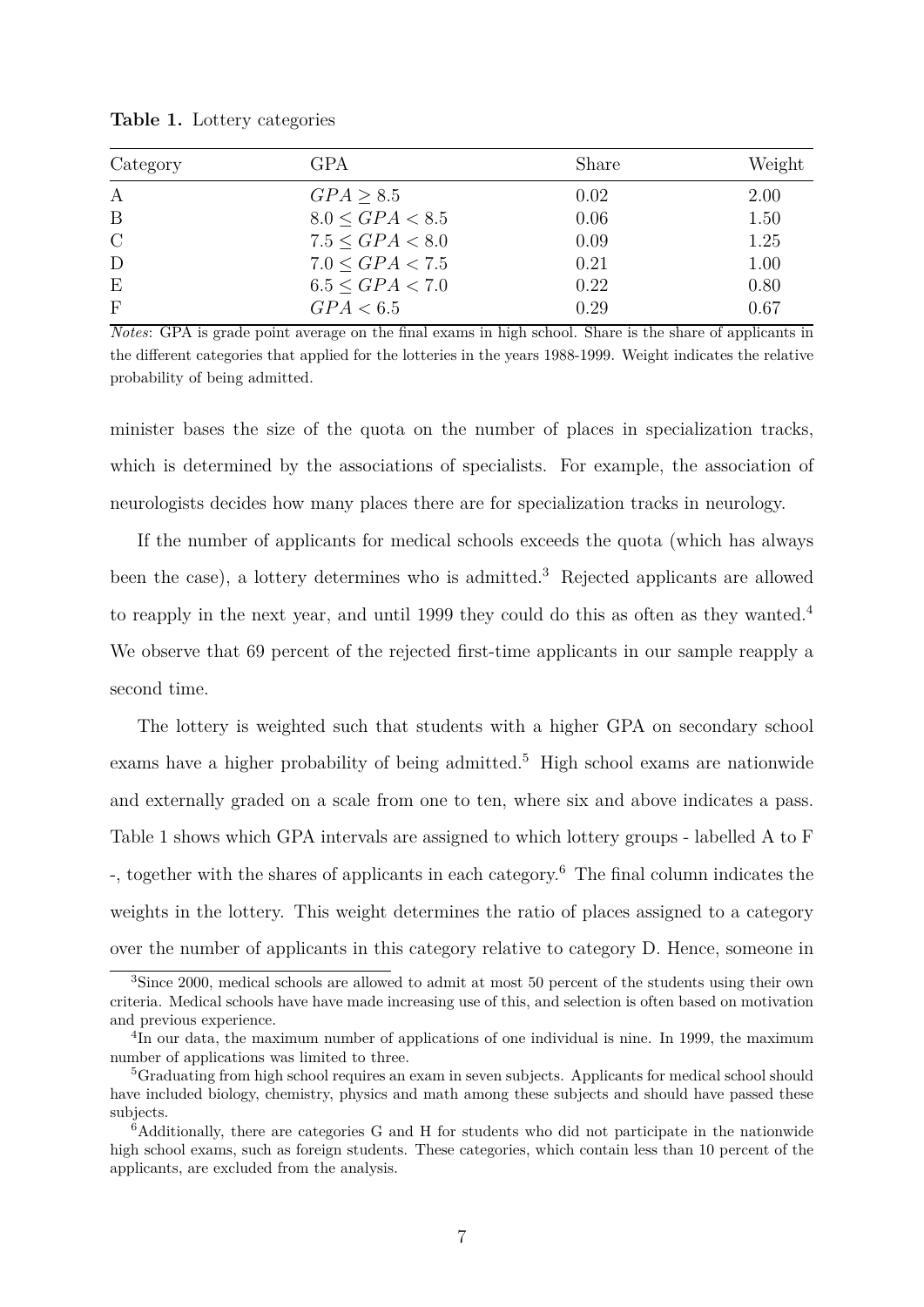**Table 1.** Lottery categories

| Category | GPA | Share | Weight |
|---|---|---|---|
| A | $GPA \geq 8.5$ | 0.02 | 2.00 |
| B | $8.0 \leq GPA < 8.5$ | 0.06 | 1.50 |
| C | $7.5 \leq GPA < 8.0$ | 0.09 | 1.25 |
| D | $7.0 \leq GPA < 7.5$ | 0.21 | 1.00 |
| E | $6.5 \leq GPA < 7.0$ | 0.22 | 0.80 |
| F | $GPA < 6.5$ | 0.29 | 0.67 |

*Notes*: GPA is grade point average on the final exams in high school. Share is the share of applicants in the different categories that applied for the lotteries in the years 1988-1999. Weight indicates the relative probability of being admitted.

minister bases the size of the quota on the number of places in specialization tracks, which is determined by the associations of specialists. For example, the association of neurologists decides how many places there are for specialization tracks in neurology.

If the number of applicants for medical schools exceeds the quota (which has always been the case), a lottery determines who is admitted.[3] Rejected applicants are allowed to reapply in the next year, and until 1999 they could do this as often as they wanted.[4] We observe that 69 percent of the rejected first-time applicants in our sample reapply a second time.

The lottery is weighted such that students with a higher GPA on secondary school exams have a higher probability of being admitted.[5] High school exams are nationwide and externally graded on a scale from one to ten, where six and above indicates a pass. Table 1 shows which GPA intervals are assigned to which lottery groups - labelled A to F -, together with the shares of applicants in each category.[6] The final column indicates the weights in the lottery. This weight determines the ratio of places assigned to a category over the number of applicants in this category relative to category D. Hence, someone in

[3]Since 2000, medical schools are allowed to admit at most 50 percent of the students using their own criteria. Medical schools have have made increasing use of this, and selection is often based on motivation and previous experience.

[4]In our data, the maximum number of applications of one individual is nine. In 1999, the maximum number of applications was limited to three.

[5]Graduating from high school requires an exam in seven subjects. Applicants for medical school should have included biology, chemistry, physics and math among these subjects and should have passed these subjects.

[6]Additionally, there are categories G and H for students who did not participate in the nationwide high school exams, such as foreign students. These categories, which contain less than 10 percent of the applicants, are excluded from the analysis.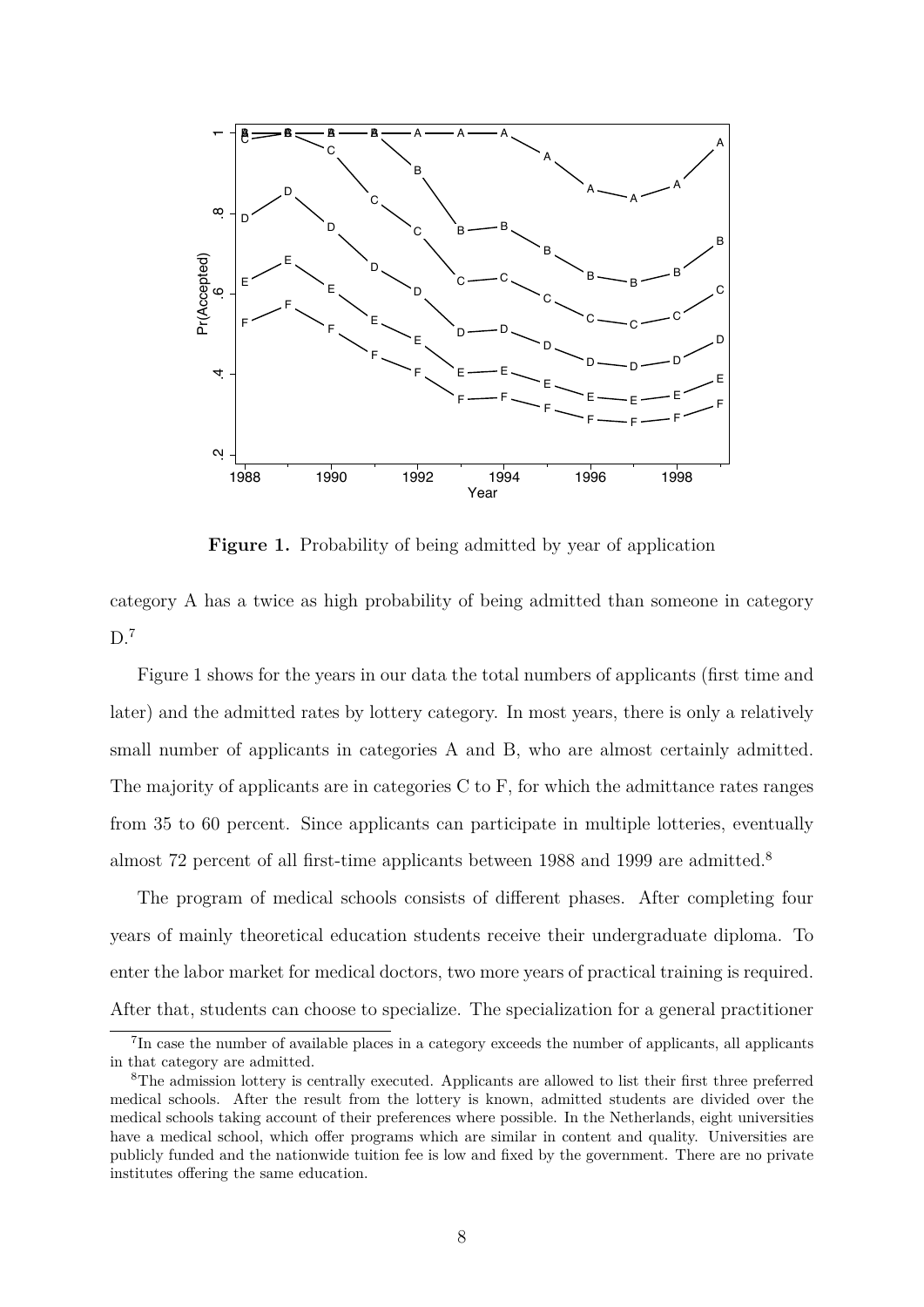**Figure 1.** Probability of being admitted by year of application

category A has a twice as high probability of being admitted than someone in category D.[7]

Figure 1 shows for the years in our data the total numbers of applicants (first time and later) and the admitted rates by lottery category. In most years, there is only a relatively small number of applicants in categories A and B, who are almost certainly admitted. The majority of applicants are in categories C to F, for which the admittance rates ranges from 35 to 60 percent. Since applicants can participate in multiple lotteries, eventually almost 72 percent of all first-time applicants between 1988 and 1999 are admitted.[8]

The program of medical schools consists of different phases. After completing four years of mainly theoretical education students receive their undergraduate diploma. To enter the labor market for medical doctors, two more years of practical training is required. After that, students can choose to specialize. The specialization for a general practitioner

[7] In case the number of available places in a category exceeds the number of applicants, all applicants in that category are admitted.

[8] The admission lottery is centrally executed. Applicants are allowed to list their first three preferred medical schools. After the result from the lottery is known, admitted students are divided over the medical schools taking account of their preferences where possible. In the Netherlands, eight universities have a medical school, which offer programs which are similar in content and quality. Universities are publicly funded and the nationwide tuition fee is low and fixed by the government. There are no private institutes offering the same education.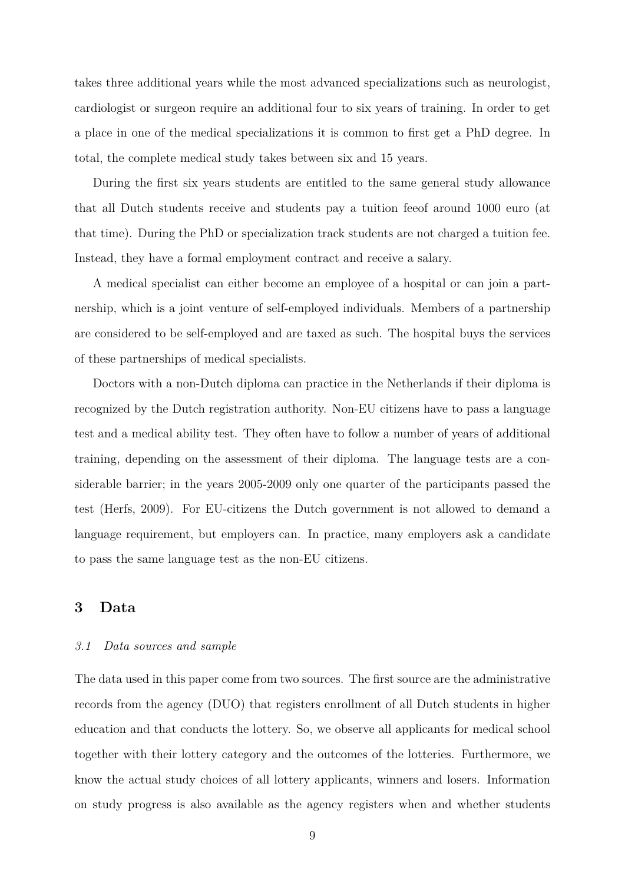takes three additional years while the most advanced specializations such as neurologist, cardiologist or surgeon require an additional four to six years of training. In order to get a place in one of the medical specializations it is common to first get a PhD degree. In total, the complete medical study takes between six and 15 years.

During the first six years students are entitled to the same general study allowance that all Dutch students receive and students pay a tuition feeof around 1000 euro (at that time). During the PhD or specialization track students are not charged a tuition fee. Instead, they have a formal employment contract and receive a salary.

A medical specialist can either become an employee of a hospital or can join a partnership, which is a joint venture of self-employed individuals. Members of a partnership are considered to be self-employed and are taxed as such. The hospital buys the services of these partnerships of medical specialists.

Doctors with a non-Dutch diploma can practice in the Netherlands if their diploma is recognized by the Dutch registration authority. Non-EU citizens have to pass a language test and a medical ability test. They often have to follow a number of years of additional training, depending on the assessment of their diploma. The language tests are a considerable barrier; in the years 2005-2009 only one quarter of the participants passed the test (Herfs, 2009). For EU-citizens the Dutch government is not allowed to demand a language requirement, but employers can. In practice, many employers ask a candidate to pass the same language test as the non-EU citizens.

## 3 Data

### *3.1 Data sources and sample*

The data used in this paper come from two sources. The first source are the administrative records from the agency (DUO) that registers enrollment of all Dutch students in higher education and that conducts the lottery. So, we observe all applicants for medical school together with their lottery category and the outcomes of the lotteries. Furthermore, we know the actual study choices of all lottery applicants, winners and losers. Information on study progress is also available as the agency registers when and whether students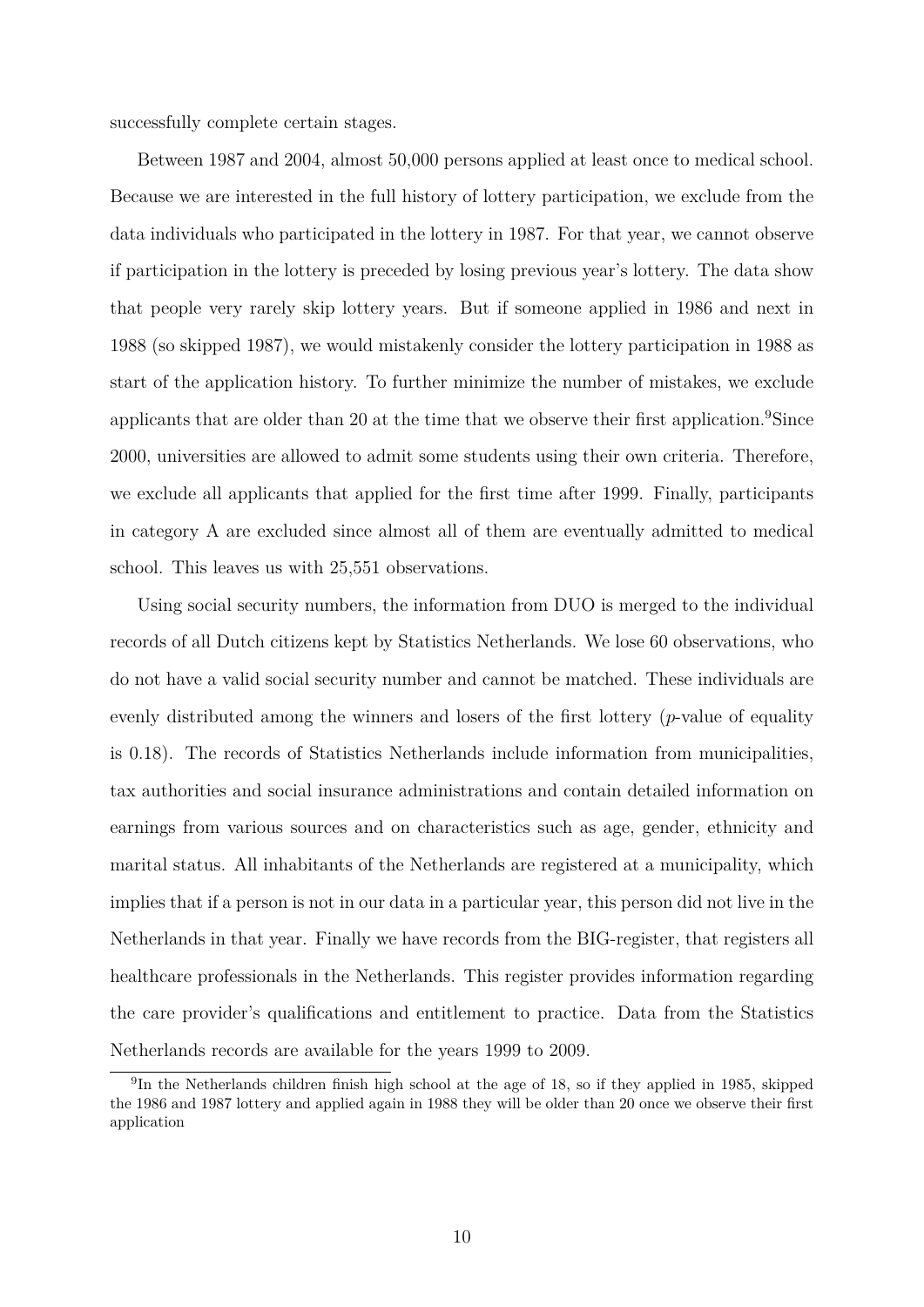successfully complete certain stages.

Between 1987 and 2004, almost 50,000 persons applied at least once to medical school. Because we are interested in the full history of lottery participation, we exclude from the data individuals who participated in the lottery in 1987. For that year, we cannot observe if participation in the lottery is preceded by losing previous year's lottery. The data show that people very rarely skip lottery years. But if someone applied in 1986 and next in 1988 (so skipped 1987), we would mistakenly consider the lottery participation in 1988 as start of the application history. To further minimize the number of mistakes, we exclude applicants that are older than 20 at the time that we observe their first application.[9]Since 2000, universities are allowed to admit some students using their own criteria. Therefore, we exclude all applicants that applied for the first time after 1999. Finally, participants in category A are excluded since almost all of them are eventually admitted to medical school. This leaves us with 25,551 observations.

Using social security numbers, the information from DUO is merged to the individual records of all Dutch citizens kept by Statistics Netherlands. We lose 60 observations, who do not have a valid social security number and cannot be matched. These individuals are evenly distributed among the winners and losers of the first lottery ($p$-value of equality is 0.18). The records of Statistics Netherlands include information from municipalities, tax authorities and social insurance administrations and contain detailed information on earnings from various sources and on characteristics such as age, gender, ethnicity and marital status. All inhabitants of the Netherlands are registered at a municipality, which implies that if a person is not in our data in a particular year, this person did not live in the Netherlands in that year. Finally we have records from the BIG-register, that registers all healthcare professionals in the Netherlands. This register provides information regarding the care provider's qualifications and entitlement to practice. Data from the Statistics Netherlands records are available for the years 1999 to 2009.

[9]In the Netherlands children finish high school at the age of 18, so if they applied in 1985, skipped the 1986 and 1987 lottery and applied again in 1988 they will be older than 20 once we observe their first application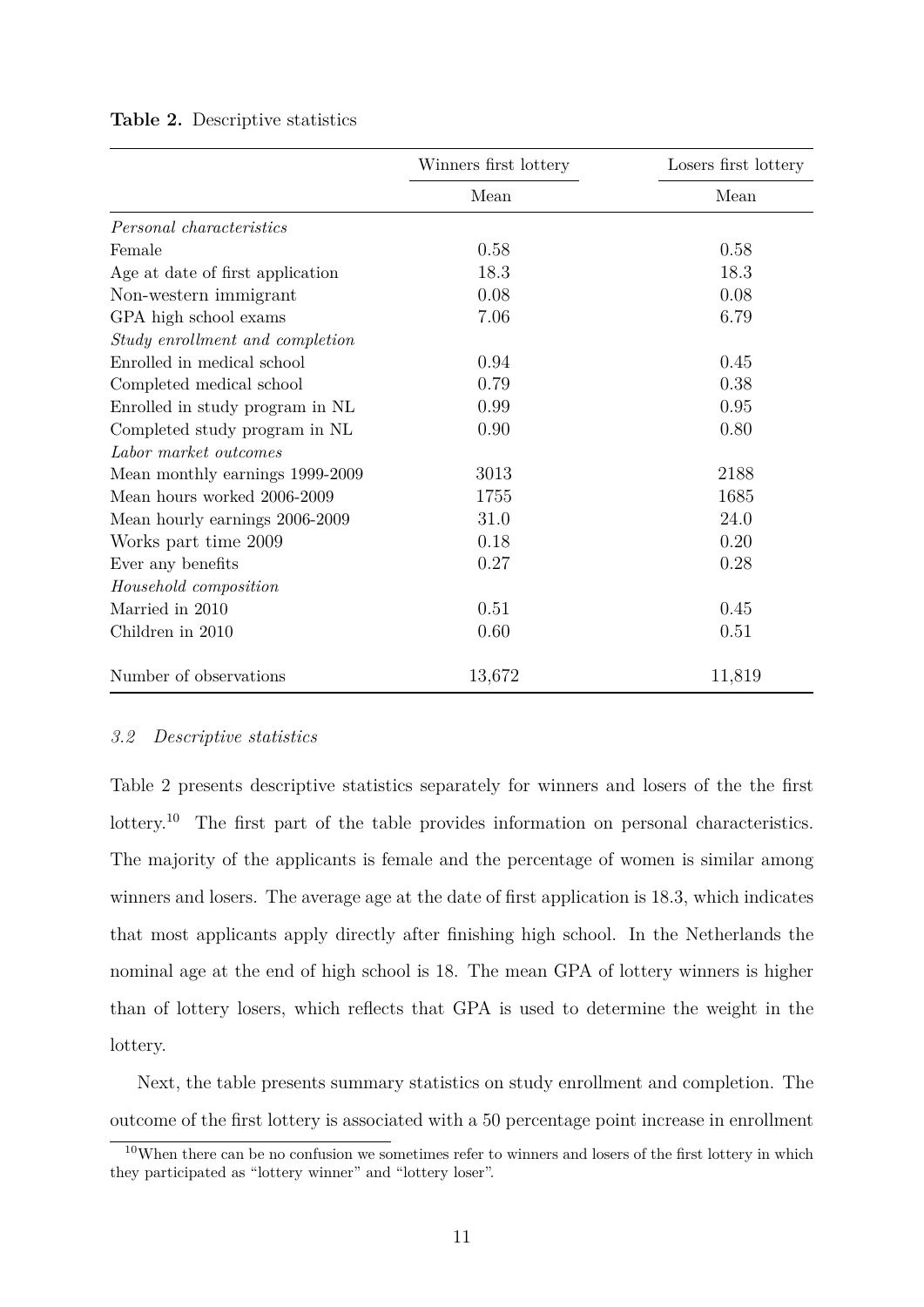**Table 2.** Descriptive statistics

| | Winners first lottery | Losers first lottery |
|---|---|---|
| | Mean | Mean |
| *Personal characteristics* | | |
| Female | 0.58 | 0.58 |
| Age at date of first application | 18.3 | 18.3 |
| Non-western immigrant | 0.08 | 0.08 |
| GPA high school exams | 7.06 | 6.79 |
| *Study enrollment and completion* | | |
| Enrolled in medical school | 0.94 | 0.45 |
| Completed medical school | 0.79 | 0.38 |
| Enrolled in study program in NL | 0.99 | 0.95 |
| Completed study program in NL | 0.90 | 0.80 |
| *Labor market outcomes* | | |
| Mean monthly earnings 1999-2009 | 3013 | 2188 |
| Mean hours worked 2006-2009 | 1755 | 1685 |
| Mean hourly earnings 2006-2009 | 31.0 | 24.0 |
| Works part time 2009 | 0.18 | 0.20 |
| Ever any benefits | 0.27 | 0.28 |
| *Household composition* | | |
| Married in 2010 | 0.51 | 0.45 |
| Children in 2010 | 0.60 | 0.51 |
| Number of observations | 13,672 | 11,819 |

### *3.2 Descriptive statistics*

Table 2 presents descriptive statistics separately for winners and losers of the the first lottery.[10] The first part of the table provides information on personal characteristics. The majority of the applicants is female and the percentage of women is similar among winners and losers. The average age at the date of first application is 18.3, which indicates that most applicants apply directly after finishing high school. In the Netherlands the nominal age at the end of high school is 18. The mean GPA of lottery winners is higher than of lottery losers, which reflects that GPA is used to determine the weight in the lottery.

Next, the table presents summary statistics on study enrollment and completion. The outcome of the first lottery is associated with a 50 percentage point increase in enrollment

[10] When there can be no confusion we sometimes refer to winners and losers of the first lottery in which they participated as "lottery winner" and "lottery loser".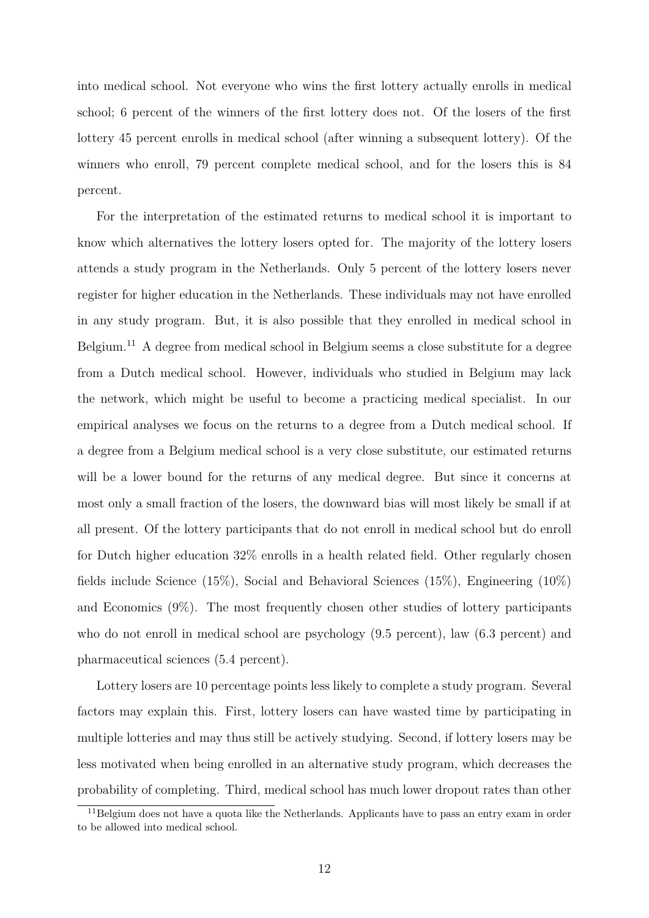into medical school. Not everyone who wins the first lottery actually enrolls in medical school; 6 percent of the winners of the first lottery does not. Of the losers of the first lottery 45 percent enrolls in medical school (after winning a subsequent lottery). Of the winners who enroll, 79 percent complete medical school, and for the losers this is 84 percent.

For the interpretation of the estimated returns to medical school it is important to know which alternatives the lottery losers opted for. The majority of the lottery losers attends a study program in the Netherlands. Only 5 percent of the lottery losers never register for higher education in the Netherlands. These individuals may not have enrolled in any study program. But, it is also possible that they enrolled in medical school in Belgium.[11] A degree from medical school in Belgium seems a close substitute for a degree from a Dutch medical school. However, individuals who studied in Belgium may lack the network, which might be useful to become a practicing medical specialist. In our empirical analyses we focus on the returns to a degree from a Dutch medical school. If a degree from a Belgium medical school is a very close substitute, our estimated returns will be a lower bound for the returns of any medical degree. But since it concerns at most only a small fraction of the losers, the downward bias will most likely be small if at all present. Of the lottery participants that do not enroll in medical school but do enroll for Dutch higher education 32% enrolls in a health related field. Other regularly chosen fields include Science (15%), Social and Behavioral Sciences (15%), Engineering (10%) and Economics (9%). The most frequently chosen other studies of lottery participants who do not enroll in medical school are psychology (9.5 percent), law (6.3 percent) and pharmaceutical sciences (5.4 percent).

Lottery losers are 10 percentage points less likely to complete a study program. Several factors may explain this. First, lottery losers can have wasted time by participating in multiple lotteries and may thus still be actively studying. Second, if lottery losers may be less motivated when being enrolled in an alternative study program, which decreases the probability of completing. Third, medical school has much lower dropout rates than other

[11] Belgium does not have a quota like the Netherlands. Applicants have to pass an entry exam in order to be allowed into medical school.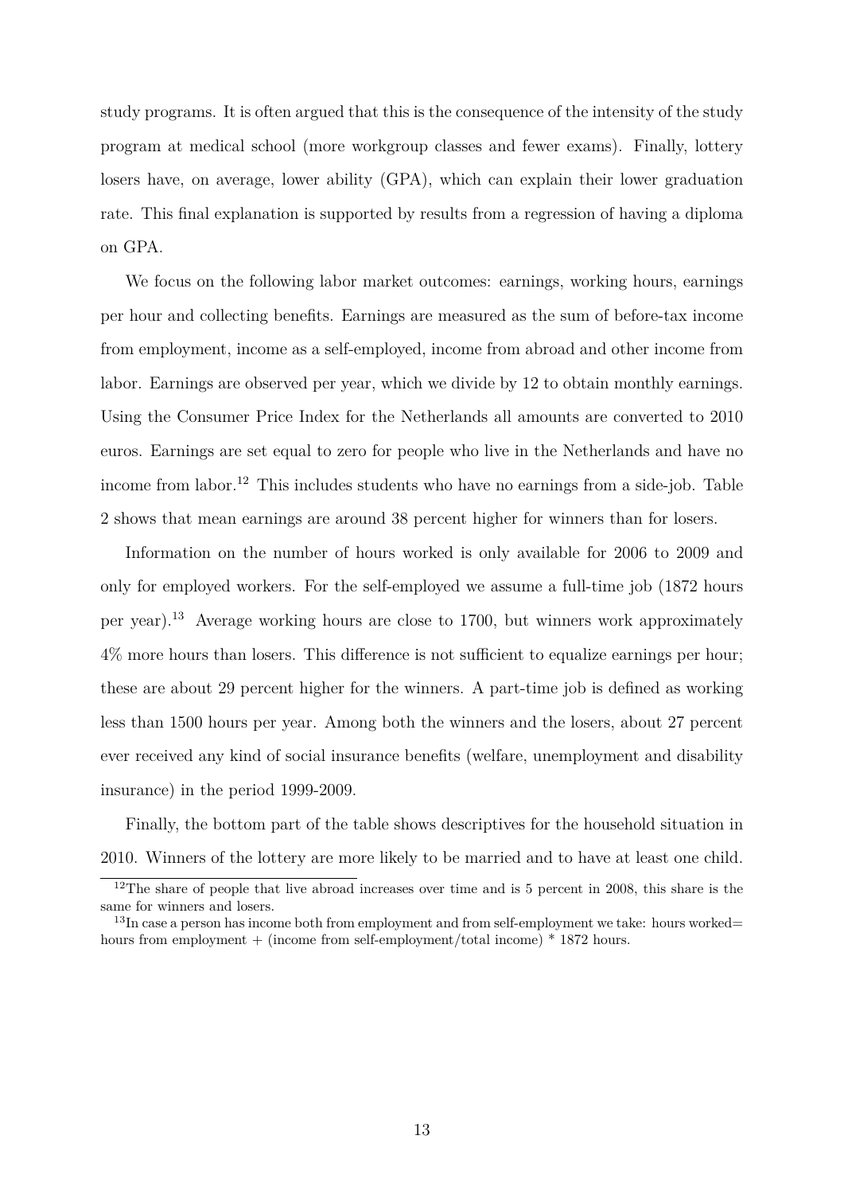study programs. It is often argued that this is the consequence of the intensity of the study program at medical school (more workgroup classes and fewer exams). Finally, lottery losers have, on average, lower ability (GPA), which can explain their lower graduation rate. This final explanation is supported by results from a regression of having a diploma on GPA.

We focus on the following labor market outcomes: earnings, working hours, earnings per hour and collecting benefits. Earnings are measured as the sum of before-tax income from employment, income as a self-employed, income from abroad and other income from labor. Earnings are observed per year, which we divide by 12 to obtain monthly earnings. Using the Consumer Price Index for the Netherlands all amounts are converted to 2010 euros. Earnings are set equal to zero for people who live in the Netherlands and have no income from labor.[12] This includes students who have no earnings from a side-job. Table 2 shows that mean earnings are around 38 percent higher for winners than for losers.

Information on the number of hours worked is only available for 2006 to 2009 and only for employed workers. For the self-employed we assume a full-time job (1872 hours per year).[13] Average working hours are close to 1700, but winners work approximately 4% more hours than losers. This difference is not sufficient to equalize earnings per hour; these are about 29 percent higher for the winners. A part-time job is defined as working less than 1500 hours per year. Among both the winners and the losers, about 27 percent ever received any kind of social insurance benefits (welfare, unemployment and disability insurance) in the period 1999-2009.

Finally, the bottom part of the table shows descriptives for the household situation in 2010. Winners of the lottery are more likely to be married and to have at least one child.

[12] The share of people that live abroad increases over time and is 5 percent in 2008, this share is the same for winners and losers.

[13] In case a person has income both from employment and from self-employment we take: hours worked= hours from employment + (income from self-employment/total income) * 1872 hours.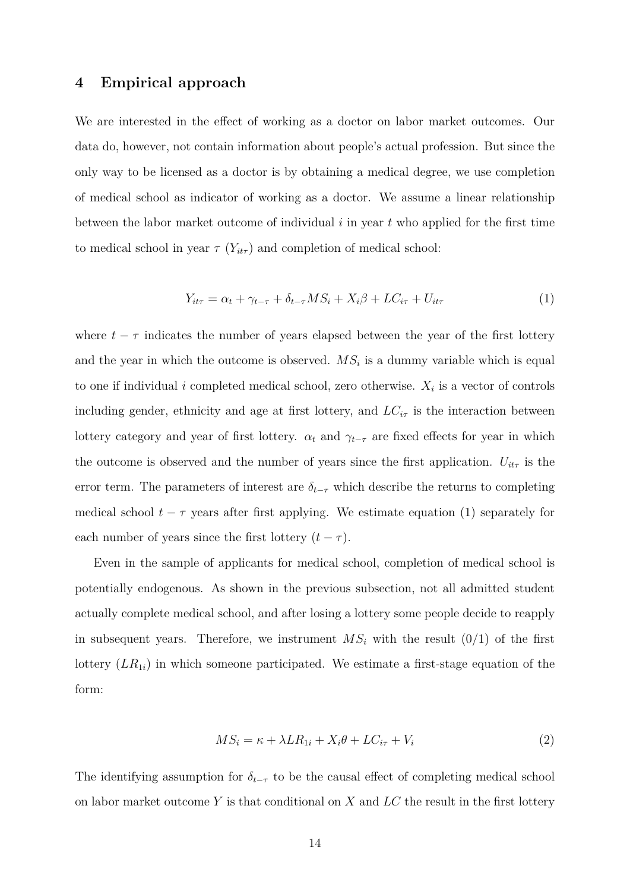## 4 Empirical approach

We are interested in the effect of working as a doctor on labor market outcomes. Our data do, however, not contain information about people's actual profession. But since the only way to be licensed as a doctor is by obtaining a medical degree, we use completion of medical school as indicator of working as a doctor. We assume a linear relationship between the labor market outcome of individual $i$ in year $t$ who applied for the first time to medical school in year $\tau$ ($Y_{it\tau}$) and completion of medical school:

$$Y_{it\tau} = \alpha_t + \gamma_{t-\tau} + \delta_{t-\tau} MS_i + X_i\beta + LC_{i\tau} + U_{it\tau} \tag{1}$$

where $t - \tau$ indicates the number of years elapsed between the year of the first lottery and the year in which the outcome is observed. $MS_i$ is a dummy variable which is equal to one if individual $i$ completed medical school, zero otherwise. $X_i$ is a vector of controls including gender, ethnicity and age at first lottery, and $LC_{i\tau}$ is the interaction between lottery category and year of first lottery. $\alpha_t$ and $\gamma_{t-\tau}$ are fixed effects for year in which the outcome is observed and the number of years since the first application. $U_{it\tau}$ is the error term. The parameters of interest are $\delta_{t-\tau}$ which describe the returns to completing medical school $t - \tau$ years after first applying. We estimate equation (1) separately for each number of years since the first lottery ($t - \tau$).

Even in the sample of applicants for medical school, completion of medical school is potentially endogenous. As shown in the previous subsection, not all admitted student actually complete medical school, and after losing a lottery some people decide to reapply in subsequent years. Therefore, we instrument $MS_i$ with the result (0/1) of the first lottery ($LR_{1i}$) in which someone participated. We estimate a first-stage equation of the form:

$$MS_i = \kappa + \lambda LR_{1i} + X_i\theta + LC_{i\tau} + V_i \tag{2}$$

The identifying assumption for $\delta_{t-\tau}$ to be the causal effect of completing medical school on labor market outcome $Y$ is that conditional on $X$ and $LC$ the result in the first lottery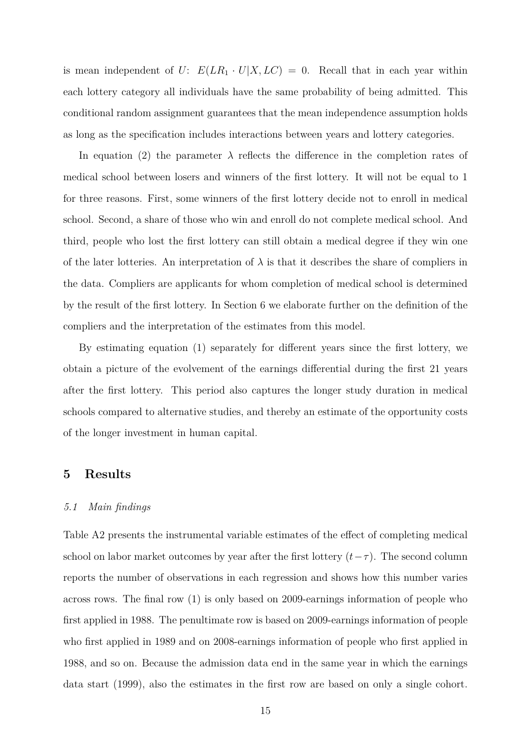is mean independent of $U$: $E(LR_1 \cdot U|X, LC) = 0$. Recall that in each year within each lottery category all individuals have the same probability of being admitted. This conditional random assignment guarantees that the mean independence assumption holds as long as the specification includes interactions between years and lottery categories.

In equation (2) the parameter $\lambda$ reflects the difference in the completion rates of medical school between losers and winners of the first lottery. It will not be equal to 1 for three reasons. First, some winners of the first lottery decide not to enroll in medical school. Second, a share of those who win and enroll do not complete medical school. And third, people who lost the first lottery can still obtain a medical degree if they win one of the later lotteries. An interpretation of $\lambda$ is that it describes the share of compliers in the data. Compliers are applicants for whom completion of medical school is determined by the result of the first lottery. In Section 6 we elaborate further on the definition of the compliers and the interpretation of the estimates from this model.

By estimating equation (1) separately for different years since the first lottery, we obtain a picture of the evolvement of the earnings differential during the first 21 years after the first lottery. This period also captures the longer study duration in medical schools compared to alternative studies, and thereby an estimate of the opportunity costs of the longer investment in human capital.

## 5 Results

### *5.1 Main findings*

Table A2 presents the instrumental variable estimates of the effect of completing medical school on labor market outcomes by year after the first lottery $(t-\tau)$. The second column reports the number of observations in each regression and shows how this number varies across rows. The final row (1) is only based on 2009-earnings information of people who first applied in 1988. The penultimate row is based on 2009-earnings information of people who first applied in 1989 and on 2008-earnings information of people who first applied in 1988, and so on. Because the admission data end in the same year in which the earnings data start (1999), also the estimates in the first row are based on only a single cohort.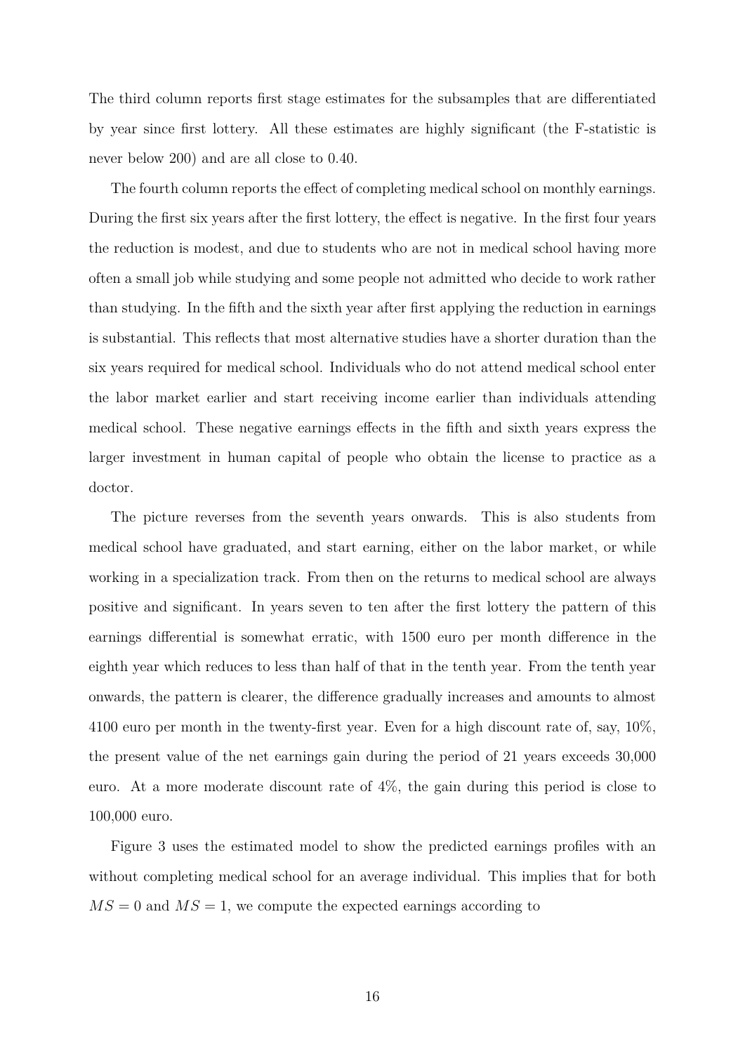The third column reports first stage estimates for the subsamples that are differentiated by year since first lottery. All these estimates are highly significant (the F-statistic is never below 200) and are all close to 0.40.

The fourth column reports the effect of completing medical school on monthly earnings. During the first six years after the first lottery, the effect is negative. In the first four years the reduction is modest, and due to students who are not in medical school having more often a small job while studying and some people not admitted who decide to work rather than studying. In the fifth and the sixth year after first applying the reduction in earnings is substantial. This reflects that most alternative studies have a shorter duration than the six years required for medical school. Individuals who do not attend medical school enter the labor market earlier and start receiving income earlier than individuals attending medical school. These negative earnings effects in the fifth and sixth years express the larger investment in human capital of people who obtain the license to practice as a doctor.

The picture reverses from the seventh years onwards. This is also students from medical school have graduated, and start earning, either on the labor market, or while working in a specialization track. From then on the returns to medical school are always positive and significant. In years seven to ten after the first lottery the pattern of this earnings differential is somewhat erratic, with 1500 euro per month difference in the eighth year which reduces to less than half of that in the tenth year. From the tenth year onwards, the pattern is clearer, the difference gradually increases and amounts to almost 4100 euro per month in the twenty-first year. Even for a high discount rate of, say, 10%, the present value of the net earnings gain during the period of 21 years exceeds 30,000 euro. At a more moderate discount rate of 4%, the gain during this period is close to 100,000 euro.

Figure 3 uses the estimated model to show the predicted earnings profiles with an without completing medical school for an average individual. This implies that for both $MS = 0$ and $MS = 1$, we compute the expected earnings according to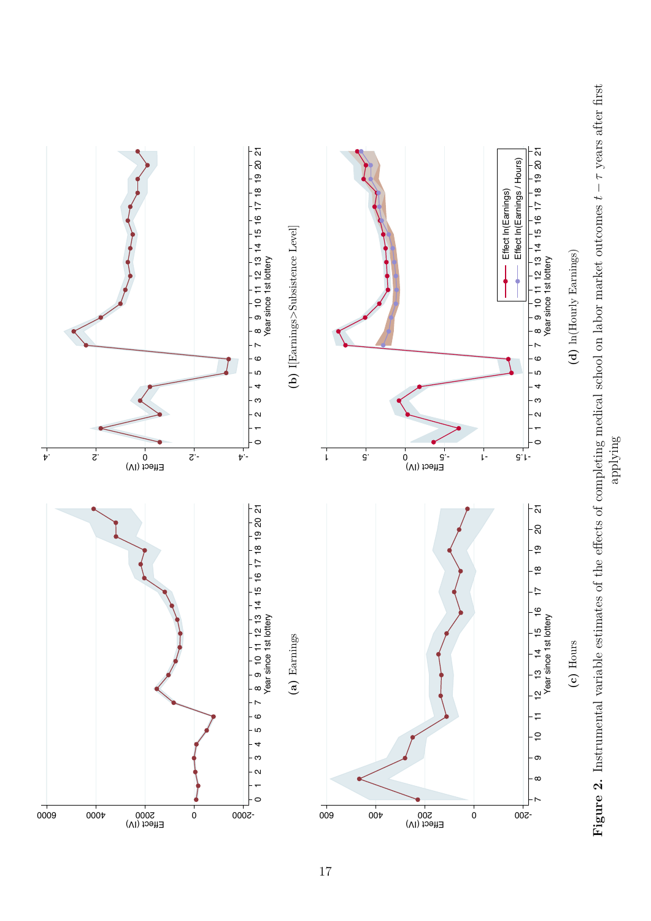(a) Earnings

(b) I[Earnings>Subsistence Level]

(c) Hours

(d) ln(Hourly Earnings)

**Figure 2.** Instrumental variable estimates of the effects of completing medical school on labor market outcomes $t - \tau$ years after first applying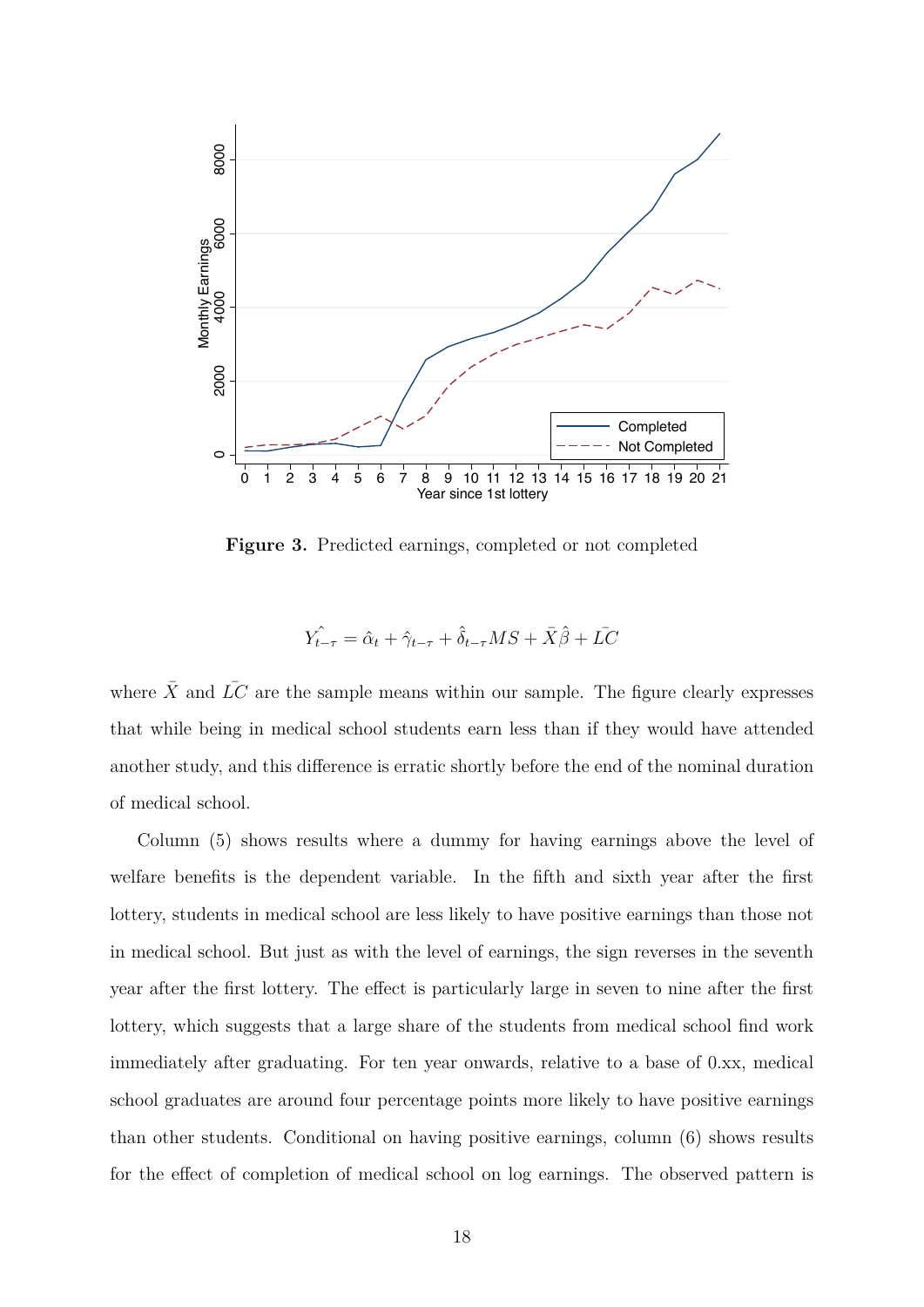**Figure 3.** Predicted earnings, completed or not completed

$$\hat{Y_{t-\tau}} = \hat{\alpha}_t + \hat{\gamma}_{t-\tau} + \hat{\delta}_{t-\tau} MS + \bar{X}\hat{\beta} + \bar{LC}$$

where $\bar{X}$ and $\bar{LC}$ are the sample means within our sample. The figure clearly expresses that while being in medical school students earn less than if they would have attended another study, and this difference is erratic shortly before the end of the nominal duration of medical school.

Column (5) shows results where a dummy for having earnings above the level of welfare benefits is the dependent variable. In the fifth and sixth year after the first lottery, students in medical school are less likely to have positive earnings than those not in medical school. But just as with the level of earnings, the sign reverses in the seventh year after the first lottery. The effect is particularly large in seven to nine after the first lottery, which suggests that a large share of the students from medical school find work immediately after graduating. For ten year onwards, relative to a base of 0.xx, medical school graduates are around four percentage points more likely to have positive earnings than other students. Conditional on having positive earnings, column (6) shows results for the effect of completion of medical school on log earnings. The observed pattern is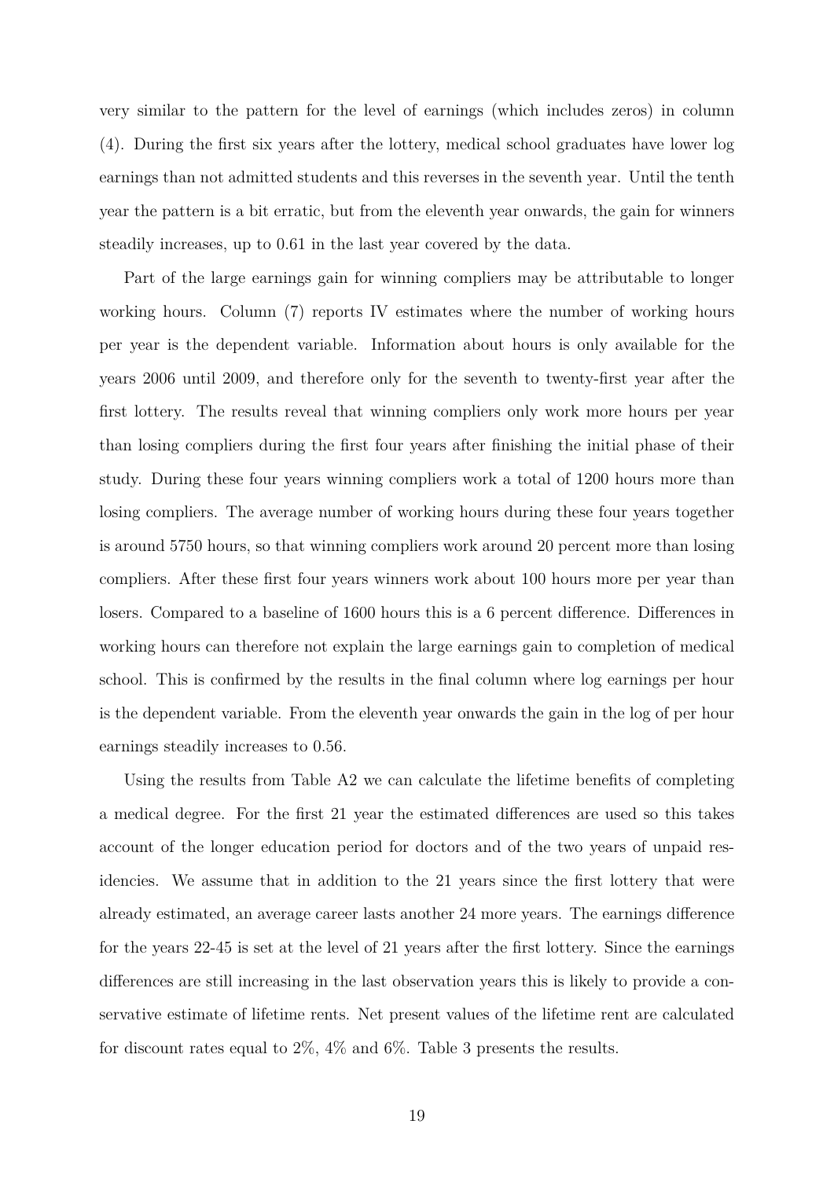very similar to the pattern for the level of earnings (which includes zeros) in column (4). During the first six years after the lottery, medical school graduates have lower log earnings than not admitted students and this reverses in the seventh year. Until the tenth year the pattern is a bit erratic, but from the eleventh year onwards, the gain for winners steadily increases, up to 0.61 in the last year covered by the data.

Part of the large earnings gain for winning compliers may be attributable to longer working hours. Column (7) reports IV estimates where the number of working hours per year is the dependent variable. Information about hours is only available for the years 2006 until 2009, and therefore only for the seventh to twenty-first year after the first lottery. The results reveal that winning compliers only work more hours per year than losing compliers during the first four years after finishing the initial phase of their study. During these four years winning compliers work a total of 1200 hours more than losing compliers. The average number of working hours during these four years together is around 5750 hours, so that winning compliers work around 20 percent more than losing compliers. After these first four years winners work about 100 hours more per year than losers. Compared to a baseline of 1600 hours this is a 6 percent difference. Differences in working hours can therefore not explain the large earnings gain to completion of medical school. This is confirmed by the results in the final column where log earnings per hour is the dependent variable. From the eleventh year onwards the gain in the log of per hour earnings steadily increases to 0.56.

Using the results from Table A2 we can calculate the lifetime benefits of completing a medical degree. For the first 21 year the estimated differences are used so this takes account of the longer education period for doctors and of the two years of unpaid residencies. We assume that in addition to the 21 years since the first lottery that were already estimated, an average career lasts another 24 more years. The earnings difference for the years 22-45 is set at the level of 21 years after the first lottery. Since the earnings differences are still increasing in the last observation years this is likely to provide a conservative estimate of lifetime rents. Net present values of the lifetime rent are calculated for discount rates equal to 2%, 4% and 6%. Table 3 presents the results.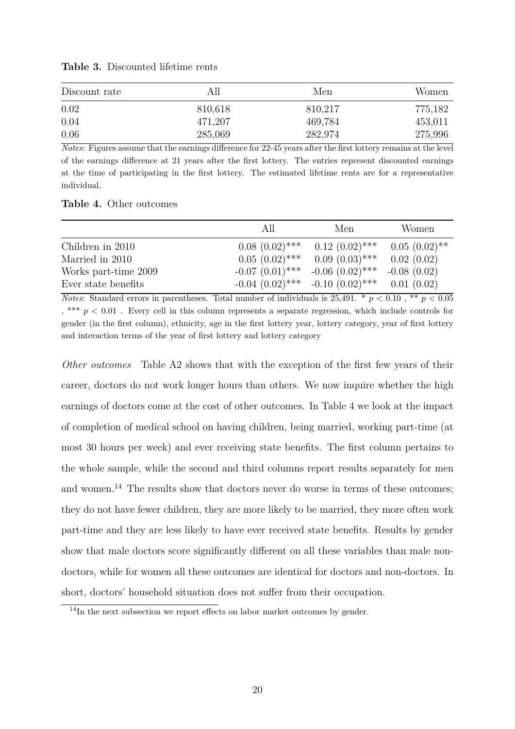**Table 3.** Discounted lifetime rents

| Discount rate | All | Men | Women |
|---|---|---|---|
| 0.02 | 810,618 | 810,217 | 775,182 |
| 0.04 | 471,207 | 469,784 | 453,011 |
| 0.06 | 285,069 | 282,974 | 275,996 |

*Notes*: Figures assume that the earnings difference for 22-45 years after the first lottery remains at the level of the earnings difference at 21 years after the first lottery. The entries represent discounted earnings at the time of participating in the first lottery. The estimated lifetime rents are for a representative individual.

**Table 4.** Other outcomes

| | All | Men | Women |
|---|---|---|---|
| Children in 2010 | 0.08 (0.02)*** | 0.12 (0.02)*** | 0.05 (0.02)** |
| Married in 2010 | 0.05 (0.02)*** | 0.09 (0.03)*** | 0.02 (0.02) |
| Works part-time 2009 | -0.07 (0.01)*** | -0.06 (0.02)*** | -0.08 (0.02) |
| Ever state benefits | -0.04 (0.02)*** | -0.10 (0.02)*** | 0.01 (0.02) |

*Notes*: Standard errors in parentheses. Total number of individuals is 25,491. * $p < 0.10$ , ** $p < 0.05$ , *** $p < 0.01$ . Every cell in this column represents a separate regression, which include controls for gender (in the first column), ethnicity, age in the first lottery year, lottery category, year of first lottery and interaction terms of the year of first lottery and lottery category

*Other outcomes* Table A2 shows that with the exception of the first few years of their career, doctors do not work longer hours than others. We now inquire whether the high earnings of doctors come at the cost of other outcomes. In Table 4 we look at the impact of completion of medical school on having children, being married, working part-time (at most 30 hours per week) and ever receiving state benefits. The first column pertains to the whole sample, while the second and third columns report results separately for men and women.[14] The results show that doctors never do worse in terms of these outcomes; they do not have fewer children, they are more likely to be married, they more often work part-time and they are less likely to have ever received state benefits. Results by gender show that male doctors score significantly different on all these variables than male non-doctors, while for women all these outcomes are identical for doctors and non-doctors. In short, doctors' household situation does not suffer from their occupation.

[14] In the next subsection we report effects on labor market outcomes by gender.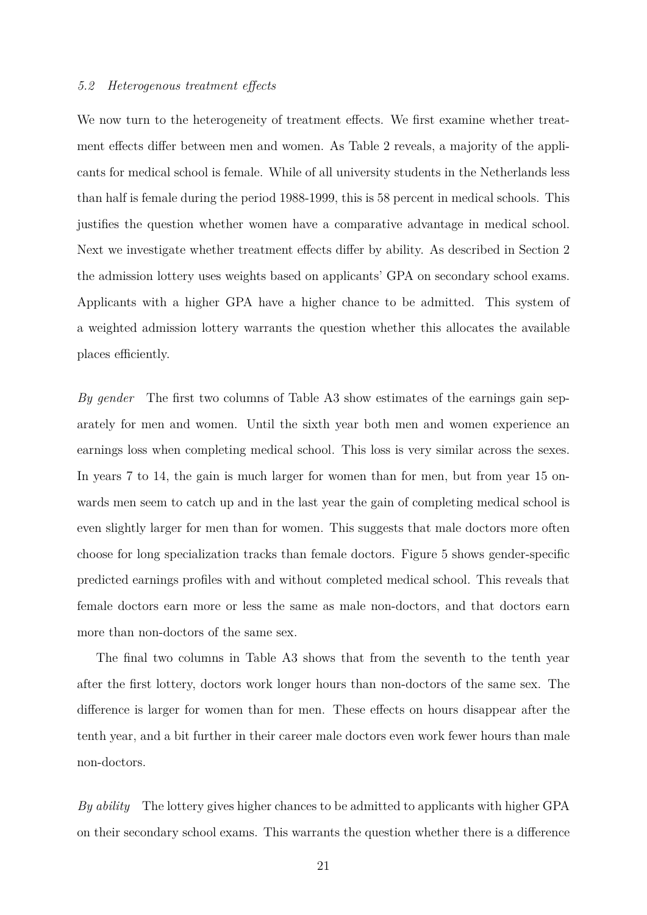### *5.2 Heterogenous treatment effects*

We now turn to the heterogeneity of treatment effects. We first examine whether treatment effects differ between men and women. As Table 2 reveals, a majority of the applicants for medical school is female. While of all university students in the Netherlands less than half is female during the period 1988-1999, this is 58 percent in medical schools. This justifies the question whether women have a comparative advantage in medical school. Next we investigate whether treatment effects differ by ability. As described in Section 2 the admission lottery uses weights based on applicants' GPA on secondary school exams. Applicants with a higher GPA have a higher chance to be admitted. This system of a weighted admission lottery warrants the question whether this allocates the available places efficiently.

*By gender* The first two columns of Table A3 show estimates of the earnings gain separately for men and women. Until the sixth year both men and women experience an earnings loss when completing medical school. This loss is very similar across the sexes. In years 7 to 14, the gain is much larger for women than for men, but from year 15 onwards men seem to catch up and in the last year the gain of completing medical school is even slightly larger for men than for women. This suggests that male doctors more often choose for long specialization tracks than female doctors. Figure 5 shows gender-specific predicted earnings profiles with and without completed medical school. This reveals that female doctors earn more or less the same as male non-doctors, and that doctors earn more than non-doctors of the same sex.

The final two columns in Table A3 shows that from the seventh to the tenth year after the first lottery, doctors work longer hours than non-doctors of the same sex. The difference is larger for women than for men. These effects on hours disappear after the tenth year, and a bit further in their career male doctors even work fewer hours than male non-doctors.

*By ability* The lottery gives higher chances to be admitted to applicants with higher GPA on their secondary school exams. This warrants the question whether there is a difference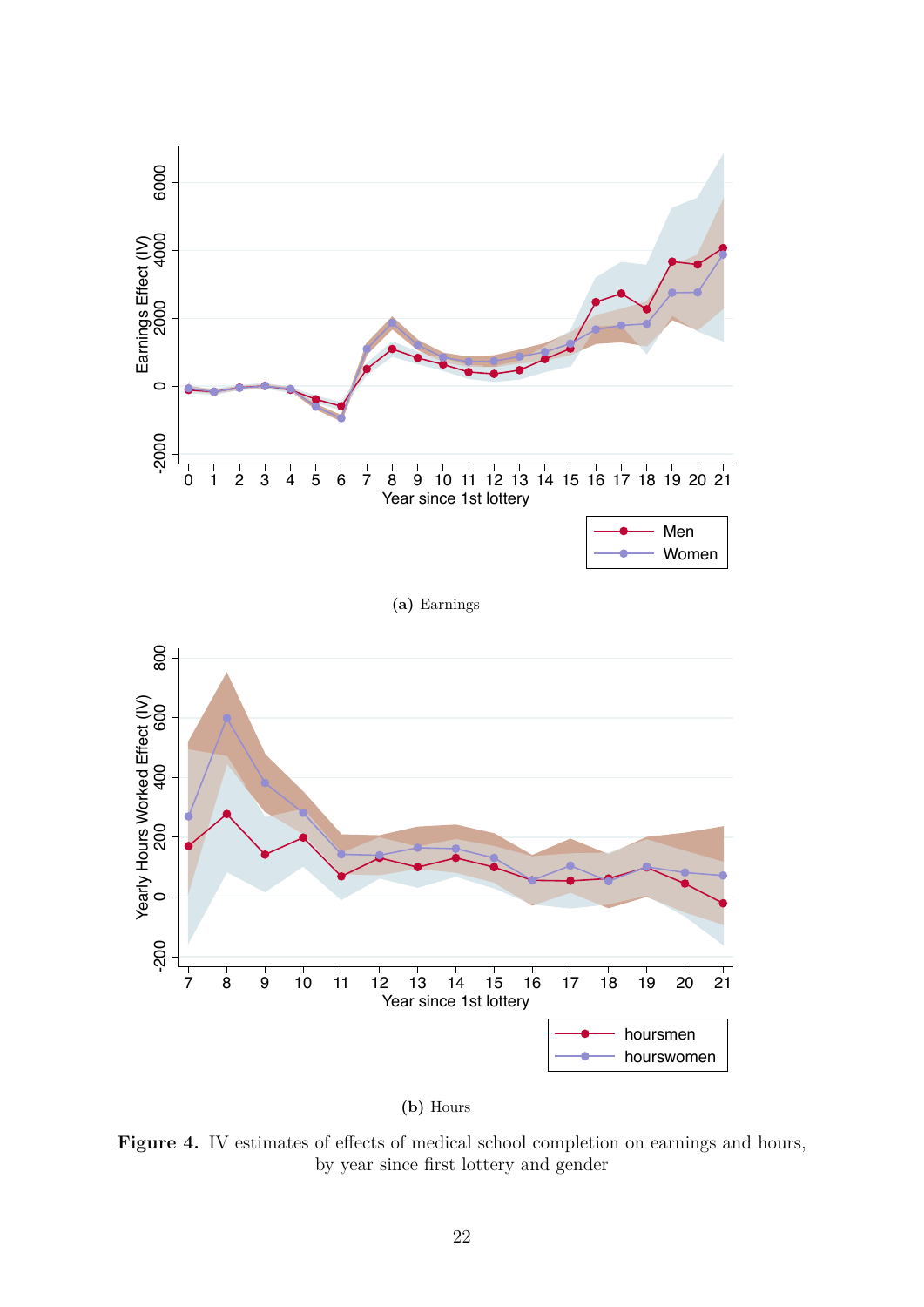(a) Earnings

(b) Hours

**Figure 4.** IV estimates of effects of medical school completion on earnings and hours, by year since first lottery and gender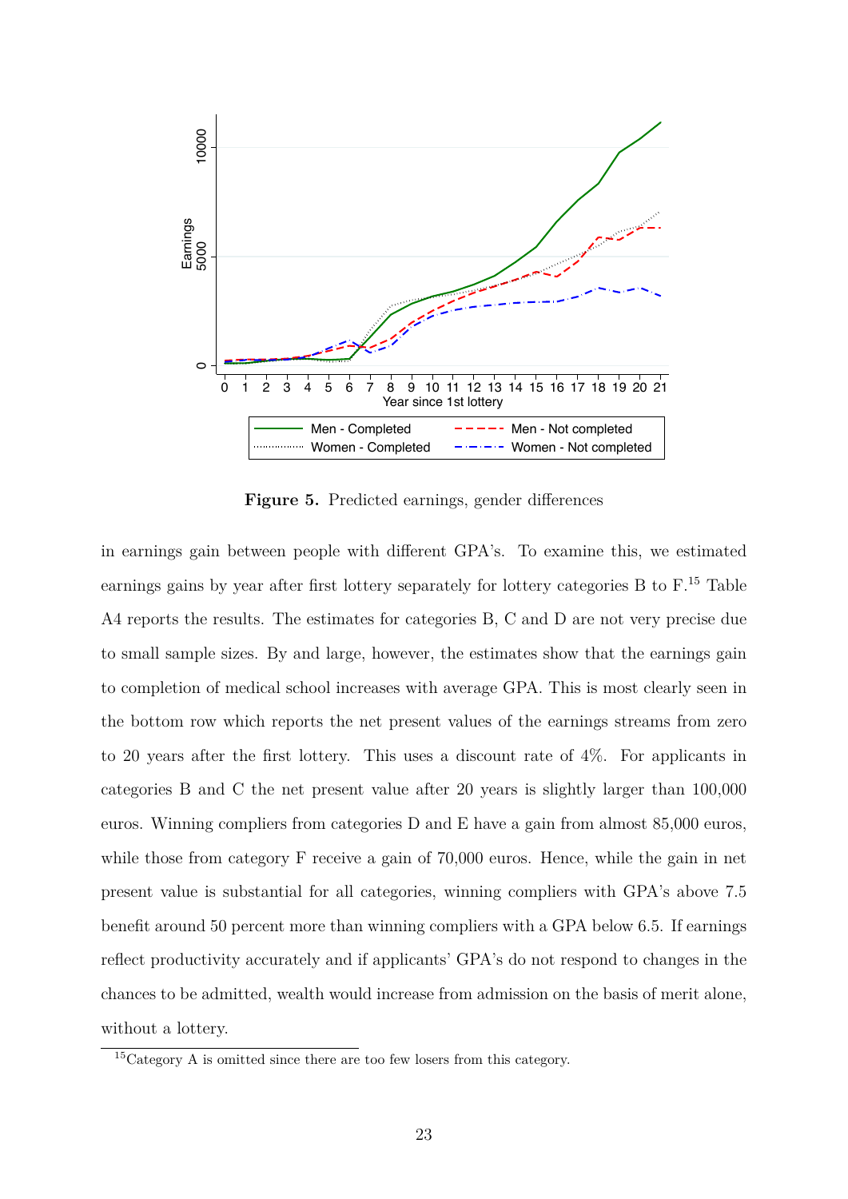**Figure 5.** Predicted earnings, gender differences

in earnings gain between people with different GPA's. To examine this, we estimated earnings gains by year after first lottery separately for lottery categories B to F.[15] Table A4 reports the results. The estimates for categories B, C and D are not very precise due to small sample sizes. By and large, however, the estimates show that the earnings gain to completion of medical school increases with average GPA. This is most clearly seen in the bottom row which reports the net present values of the earnings streams from zero to 20 years after the first lottery. This uses a discount rate of 4%. For applicants in categories B and C the net present value after 20 years is slightly larger than 100,000 euros. Winning compliers from categories D and E have a gain from almost 85,000 euros, while those from category F receive a gain of 70,000 euros. Hence, while the gain in net present value is substantial for all categories, winning compliers with GPA's above 7.5 benefit around 50 percent more than winning compliers with a GPA below 6.5. If earnings reflect productivity accurately and if applicants' GPA's do not respond to changes in the chances to be admitted, wealth would increase from admission on the basis of merit alone, without a lottery.

[15] Category A is omitted since there are too few losers from this category.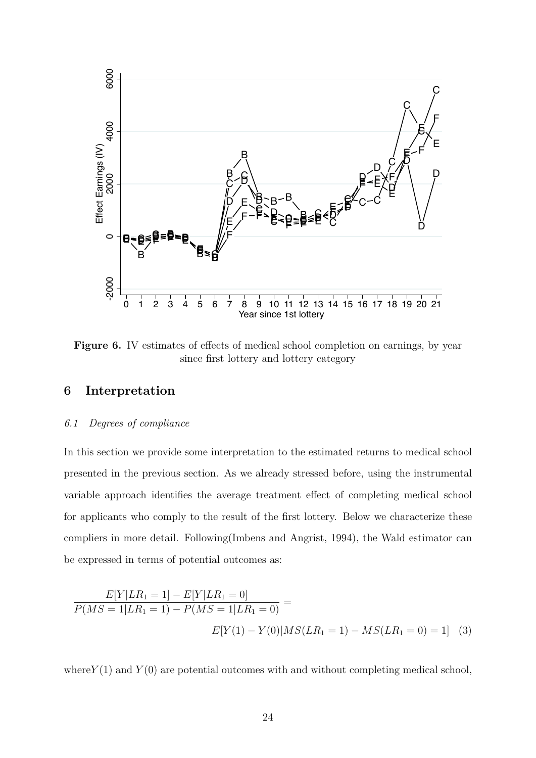**Figure 6.** IV estimates of effects of medical school completion on earnings, by year since first lottery and lottery category

## 6 Interpretation

### *6.1 Degrees of compliance*

In this section we provide some interpretation to the estimated returns to medical school presented in the previous section. As we already stressed before, using the instrumental variable approach identifies the average treatment effect of completing medical school for applicants who comply to the result of the first lottery. Below we characterize these compliers in more detail. Following(Imbens and Angrist, 1994), the Wald estimator can be expressed in terms of potential outcomes as:

$$\frac{E[Y|LR_1 = 1] - E[Y|LR_1 = 0]}{P(MS = 1|LR_1 = 1) - P(MS = 1|LR_1 = 0)} = E[Y(1) - Y(0)|MS(LR_1 = 1) - MS(LR_1 = 0) = 1] \quad (3)$$

where$Y(1)$ and $Y(0)$ are potential outcomes with and without completing medical school,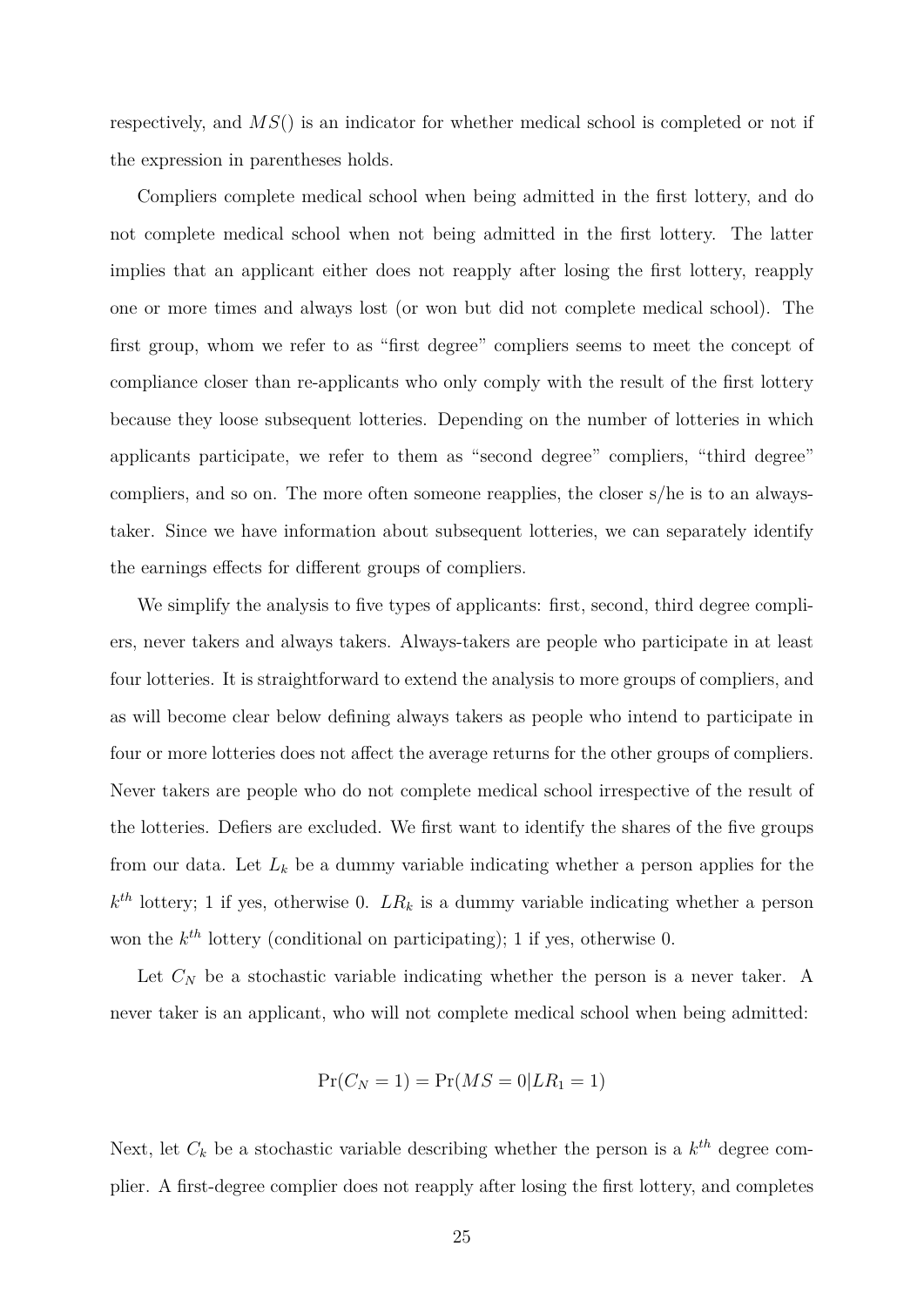respectively, and $MS()$ is an indicator for whether medical school is completed or not if the expression in parentheses holds.

Compliers complete medical school when being admitted in the first lottery, and do not complete medical school when not being admitted in the first lottery. The latter implies that an applicant either does not reapply after losing the first lottery, reapply one or more times and always lost (or won but did not complete medical school). The first group, whom we refer to as "first degree" compliers seems to meet the concept of compliance closer than re-applicants who only comply with the result of the first lottery because they loose subsequent lotteries. Depending on the number of lotteries in which applicants participate, we refer to them as "second degree" compliers, "third degree" compliers, and so on. The more often someone reapplies, the closer s/he is to an always-taker. Since we have information about subsequent lotteries, we can separately identify the earnings effects for different groups of compliers.

We simplify the analysis to five types of applicants: first, second, third degree compliers, never takers and always takers. Always-takers are people who participate in at least four lotteries. It is straightforward to extend the analysis to more groups of compliers, and as will become clear below defining always takers as people who intend to participate in four or more lotteries does not affect the average returns for the other groups of compliers. Never takers are people who do not complete medical school irrespective of the result of the lotteries. Defiers are excluded. We first want to identify the shares of the five groups from our data. Let $L_k$ be a dummy variable indicating whether a person applies for the $k^{th}$ lottery; 1 if yes, otherwise 0. $LR_k$ is a dummy variable indicating whether a person won the $k^{th}$ lottery (conditional on participating); 1 if yes, otherwise 0.

Let $C_N$ be a stochastic variable indicating whether the person is a never taker. A never taker is an applicant, who will not complete medical school when being admitted:

$$\Pr(C_N = 1) = \Pr(MS = 0 | LR_1 = 1)$$

Next, let $C_k$ be a stochastic variable describing whether the person is a $k^{th}$ degree complier. A first-degree complier does not reapply after losing the first lottery, and completes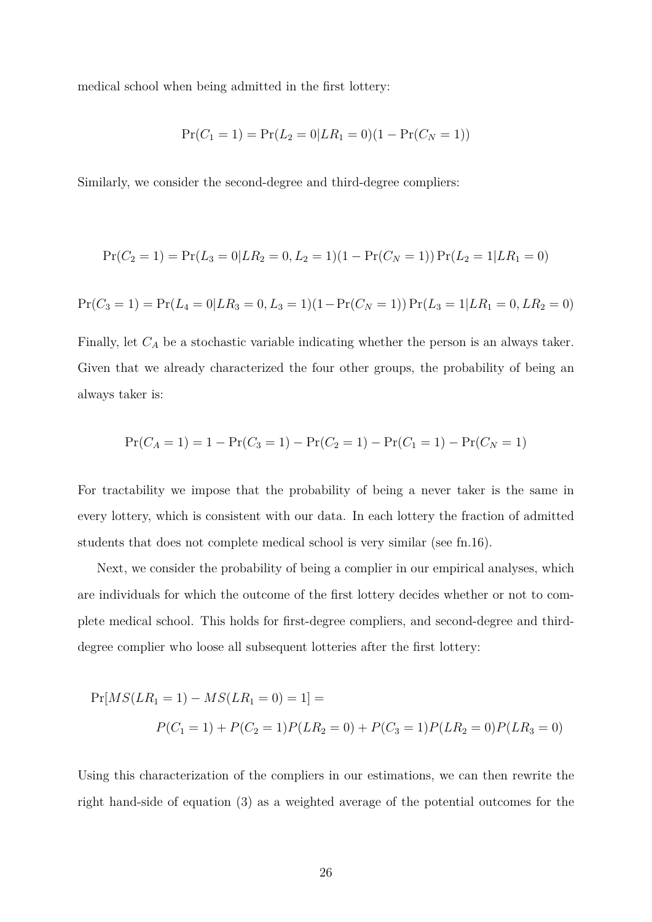medical school when being admitted in the first lottery:

$$\Pr(C_1 = 1) = \Pr(L_2 = 0|LR_1 = 0)(1 - \Pr(C_N = 1))$$

Similarly, we consider the second-degree and third-degree compliers:

$$\Pr(C_2 = 1) = \Pr(L_3 = 0|LR_2 = 0, L_2 = 1)(1 - \Pr(C_N = 1)) \Pr(L_2 = 1|LR_1 = 0)$$

$$\Pr(C_3 = 1) = \Pr(L_4 = 0|LR_3 = 0, L_3 = 1)(1 - \Pr(C_N = 1)) \Pr(L_3 = 1|LR_1 = 0, LR_2 = 0)$$

Finally, let $C_A$ be a stochastic variable indicating whether the person is an always taker. Given that we already characterized the four other groups, the probability of being an always taker is:

$$\Pr(C_A = 1) = 1 - \Pr(C_3 = 1) - \Pr(C_2 = 1) - \Pr(C_1 = 1) - \Pr(C_N = 1)$$

For tractability we impose that the probability of being a never taker is the same in every lottery, which is consistent with our data. In each lottery the fraction of admitted students that does not complete medical school is very similar (see fn.16).

Next, we consider the probability of being a complier in our empirical analyses, which are individuals for which the outcome of the first lottery decides whether or not to complete medical school. This holds for first-degree compliers, and second-degree and third-degree complier who loose all subsequent lotteries after the first lottery:

$$\Pr[MS(LR_1 = 1) - MS(LR_1 = 0) = 1] =$$
$$P(C_1 = 1) + P(C_2 = 1)P(LR_2 = 0) + P(C_3 = 1)P(LR_2 = 0)P(LR_3 = 0)$$

Using this characterization of the compliers in our estimations, we can then rewrite the right hand-side of equation (3) as a weighted average of the potential outcomes for the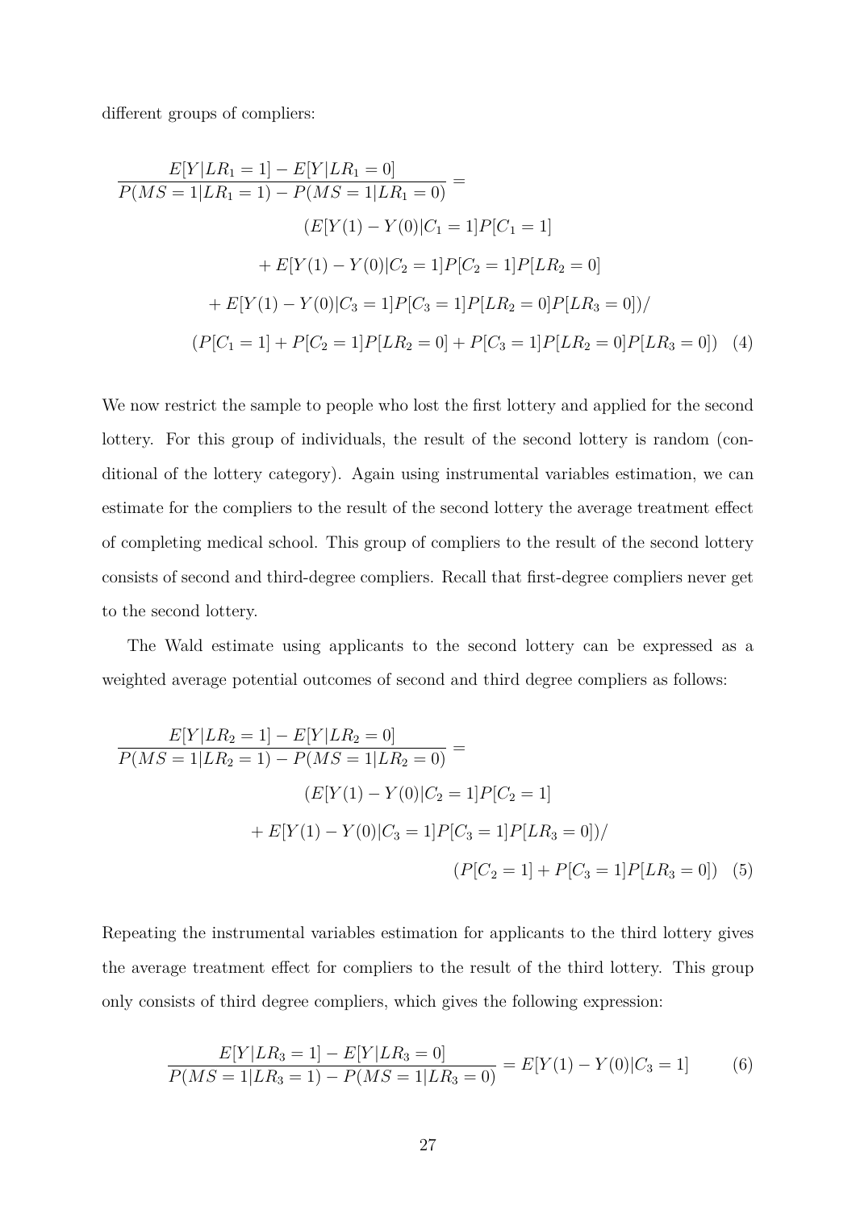different groups of compliers:

$$
\begin{aligned}
\frac{E[Y|LR_1=1]-E[Y|LR_1=0]}{P(MS=1|LR_1=1)-P(MS=1|LR_1=0)} = \\
(E[Y(1)-Y(0)|C_1=1]P[C_1=1] \\
+ E[Y(1)-Y(0)|C_2=1]P[C_2=1]P[LR_2=0] \\
+ E[Y(1)-Y(0)|C_3=1]P[C_3=1]P[LR_2=0]P[LR_3=0])/ \\
(P[C_1=1]+P[C_2=1]P[LR_2=0]+P[C_3=1]P[LR_2=0]P[LR_3=0])
\end{aligned}
\quad (4)
$$

We now restrict the sample to people who lost the first lottery and applied for the second lottery. For this group of individuals, the result of the second lottery is random (conditional of the lottery category). Again using instrumental variables estimation, we can estimate for the compliers to the result of the second lottery the average treatment effect of completing medical school. This group of compliers to the result of the second lottery consists of second and third-degree compliers. Recall that first-degree compliers never get to the second lottery.

The Wald estimate using applicants to the second lottery can be expressed as a weighted average potential outcomes of second and third degree compliers as follows:

$$
\begin{aligned}
\frac{E[Y|LR_2=1]-E[Y|LR_2=0]}{P(MS=1|LR_2=1)-P(MS=1|LR_2=0)} = \\
(E[Y(1)-Y(0)|C_2=1]P[C_2=1] \\
+ E[Y(1)-Y(0)|C_3=1]P[C_3=1]P[LR_3=0])/ \\
(P[C_2=1]+P[C_3=1]P[LR_3=0])
\end{aligned}
\quad (5)
$$

Repeating the instrumental variables estimation for applicants to the third lottery gives the average treatment effect for compliers to the result of the third lottery. This group only consists of third degree compliers, which gives the following expression:

$$
\frac{E[Y|LR_3=1]-E[Y|LR_3=0]}{P(MS=1|LR_3=1)-P(MS=1|LR_3=0)} = E[Y(1)-Y(0)|C_3=1] \quad (6)
$$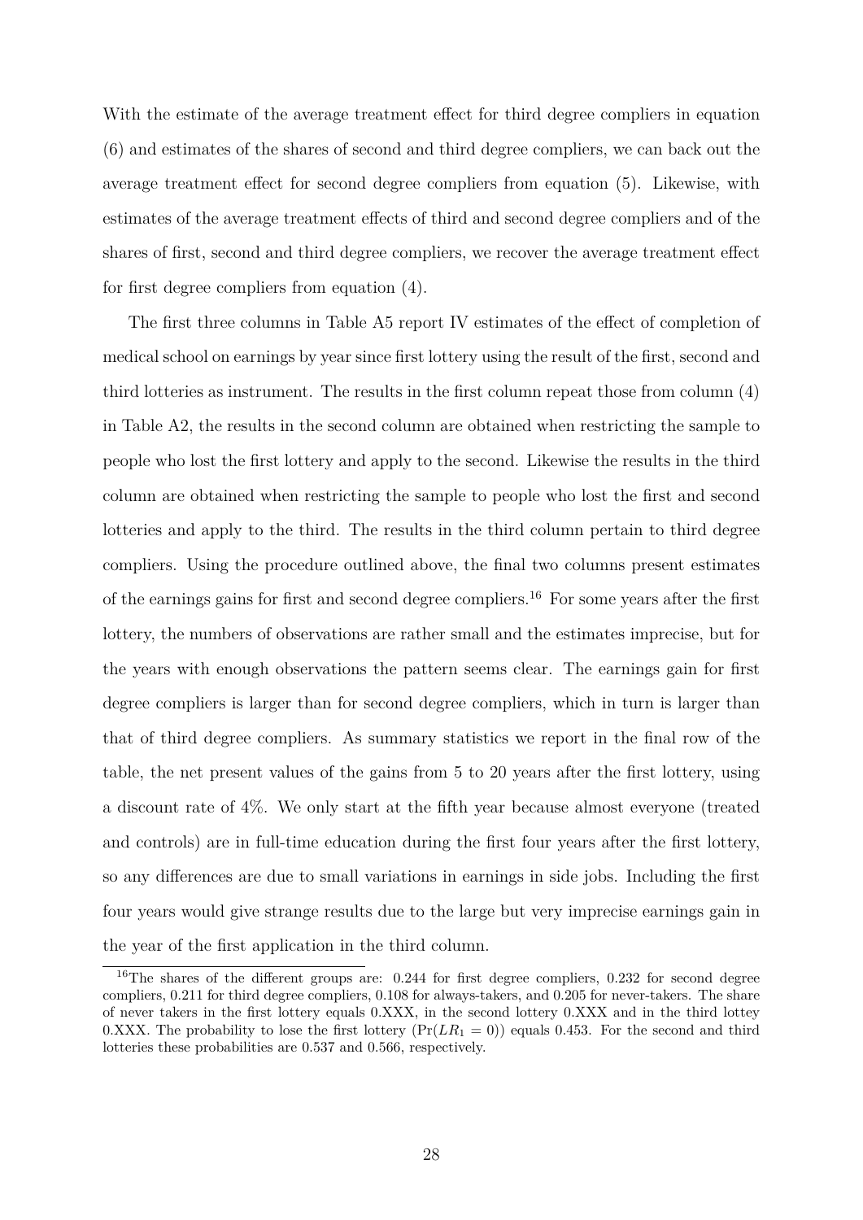With the estimate of the average treatment effect for third degree compliers in equation (6) and estimates of the shares of second and third degree compliers, we can back out the average treatment effect for second degree compliers from equation (5). Likewise, with estimates of the average treatment effects of third and second degree compliers and of the shares of first, second and third degree compliers, we recover the average treatment effect for first degree compliers from equation (4).

The first three columns in Table A5 report IV estimates of the effect of completion of medical school on earnings by year since first lottery using the result of the first, second and third lotteries as instrument. The results in the first column repeat those from column (4) in Table A2, the results in the second column are obtained when restricting the sample to people who lost the first lottery and apply to the second. Likewise the results in the third column are obtained when restricting the sample to people who lost the first and second lotteries and apply to the third. The results in the third column pertain to third degree compliers. Using the procedure outlined above, the final two columns present estimates of the earnings gains for first and second degree compliers.[16] For some years after the first lottery, the numbers of observations are rather small and the estimates imprecise, but for the years with enough observations the pattern seems clear. The earnings gain for first degree compliers is larger than for second degree compliers, which in turn is larger than that of third degree compliers. As summary statistics we report in the final row of the table, the net present values of the gains from 5 to 20 years after the first lottery, using a discount rate of 4%. We only start at the fifth year because almost everyone (treated and controls) are in full-time education during the first four years after the first lottery, so any differences are due to small variations in earnings in side jobs. Including the first four years would give strange results due to the large but very imprecise earnings gain in the year of the first application in the third column.

[16] The shares of the different groups are: 0.244 for first degree compliers, 0.232 for second degree compliers, 0.211 for third degree compliers, 0.108 for always-takers, and 0.205 for never-takers. The share of never takers in the first lottery equals 0.XXX, in the second lottery 0.XXX and in the third lottey 0.XXX. The probability to lose the first lottery ($\Pr(LR_1 = 0)$) equals 0.453. For the second and third lotteries these probabilities are 0.537 and 0.566, respectively.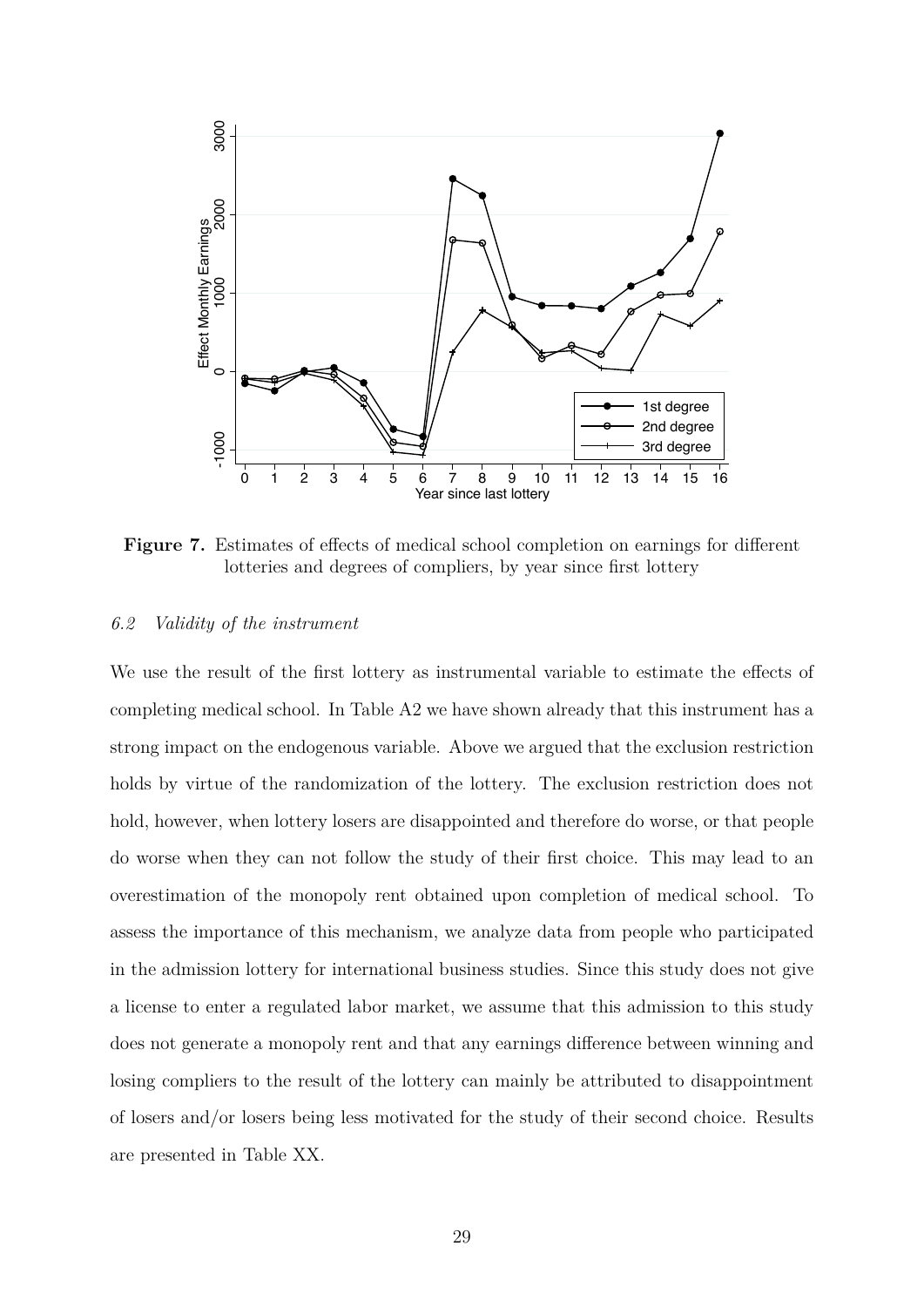**Figure 7.** Estimates of effects of medical school completion on earnings for different lotteries and degrees of compliers, by year since first lottery

### *6.2 Validity of the instrument*

We use the result of the first lottery as instrumental variable to estimate the effects of completing medical school. In Table A2 we have shown already that this instrument has a strong impact on the endogenous variable. Above we argued that the exclusion restriction holds by virtue of the randomization of the lottery. The exclusion restriction does not hold, however, when lottery losers are disappointed and therefore do worse, or that people do worse when they can not follow the study of their first choice. This may lead to an overestimation of the monopoly rent obtained upon completion of medical school. To assess the importance of this mechanism, we analyze data from people who participated in the admission lottery for international business studies. Since this study does not give a license to enter a regulated labor market, we assume that this admission to this study does not generate a monopoly rent and that any earnings difference between winning and losing compliers to the result of the lottery can mainly be attributed to disappointment of losers and/or losers being less motivated for the study of their second choice. Results are presented in Table XX.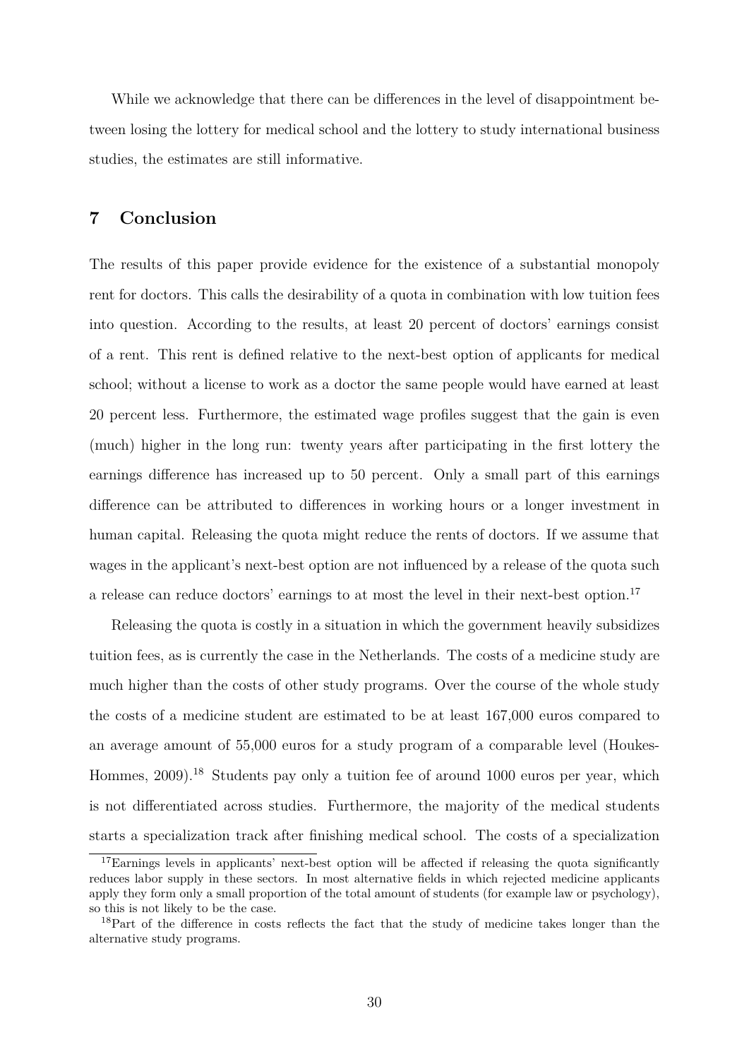While we acknowledge that there can be differences in the level of disappointment between losing the lottery for medical school and the lottery to study international business studies, the estimates are still informative.

## 7 Conclusion

The results of this paper provide evidence for the existence of a substantial monopoly rent for doctors. This calls the desirability of a quota in combination with low tuition fees into question. According to the results, at least 20 percent of doctors' earnings consist of a rent. This rent is defined relative to the next-best option of applicants for medical school; without a license to work as a doctor the same people would have earned at least 20 percent less. Furthermore, the estimated wage profiles suggest that the gain is even (much) higher in the long run: twenty years after participating in the first lottery the earnings difference has increased up to 50 percent. Only a small part of this earnings difference can be attributed to differences in working hours or a longer investment in human capital. Releasing the quota might reduce the rents of doctors. If we assume that wages in the applicant's next-best option are not influenced by a release of the quota such a release can reduce doctors' earnings to at most the level in their next-best option.[17]

Releasing the quota is costly in a situation in which the government heavily subsidizes tuition fees, as is currently the case in the Netherlands. The costs of a medicine study are much higher than the costs of other study programs. Over the course of the whole study the costs of a medicine student are estimated to be at least 167,000 euros compared to an average amount of 55,000 euros for a study program of a comparable level (Houkes-Hommes, 2009).[18] Students pay only a tuition fee of around 1000 euros per year, which is not differentiated across studies. Furthermore, the majority of the medical students starts a specialization track after finishing medical school. The costs of a specialization

[17] Earnings levels in applicants' next-best option will be affected if releasing the quota significantly reduces labor supply in these sectors. In most alternative fields in which rejected medicine applicants apply they form only a small proportion of the total amount of students (for example law or psychology), so this is not likely to be the case.

[18] Part of the difference in costs reflects the fact that the study of medicine takes longer than the alternative study programs.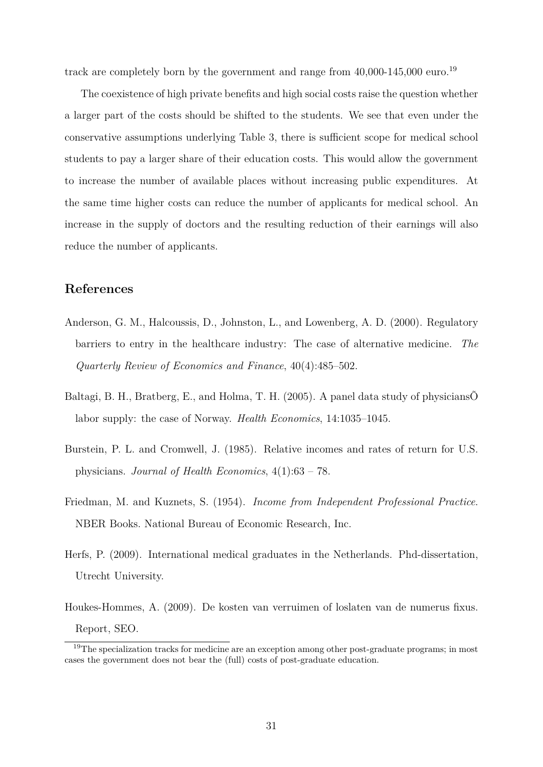track are completely born by the government and range from 40,000-145,000 euro.[19]

The coexistence of high private benefits and high social costs raise the question whether a larger part of the costs should be shifted to the students. We see that even under the conservative assumptions underlying Table 3, there is sufficient scope for medical school students to pay a larger share of their education costs. This would allow the government to increase the number of available places without increasing public expenditures. At the same time higher costs can reduce the number of applicants for medical school. An increase in the supply of doctors and the resulting reduction of their earnings will also reduce the number of applicants.

## References

Anderson, G. M., Halcoussis, D., Johnston, L., and Lowenberg, A. D. (2000). Regulatory barriers to entry in the healthcare industry: The case of alternative medicine. *The Quarterly Review of Economics and Finance*, 40(4):485–502.

Baltagi, B. H., Bratberg, E., and Holma, T. H. (2005). A panel data study of physiciansÕ labor supply: the case of Norway. *Health Economics*, 14:1035–1045.

Burstein, P. L. and Cromwell, J. (1985). Relative incomes and rates of return for U.S. physicians. *Journal of Health Economics*, 4(1):63 – 78.

Friedman, M. and Kuznets, S. (1954). *Income from Independent Professional Practice*. NBER Books. National Bureau of Economic Research, Inc.

Herfs, P. (2009). International medical graduates in the Netherlands. Phd-dissertation, Utrecht University.

Houkes-Hommes, A. (2009). De kosten van verruimen of loslaten van de numerus fixus. Report, SEO.

[19]The specialization tracks for medicine are an exception among other post-graduate programs; in most cases the government does not bear the (full) costs of post-graduate education.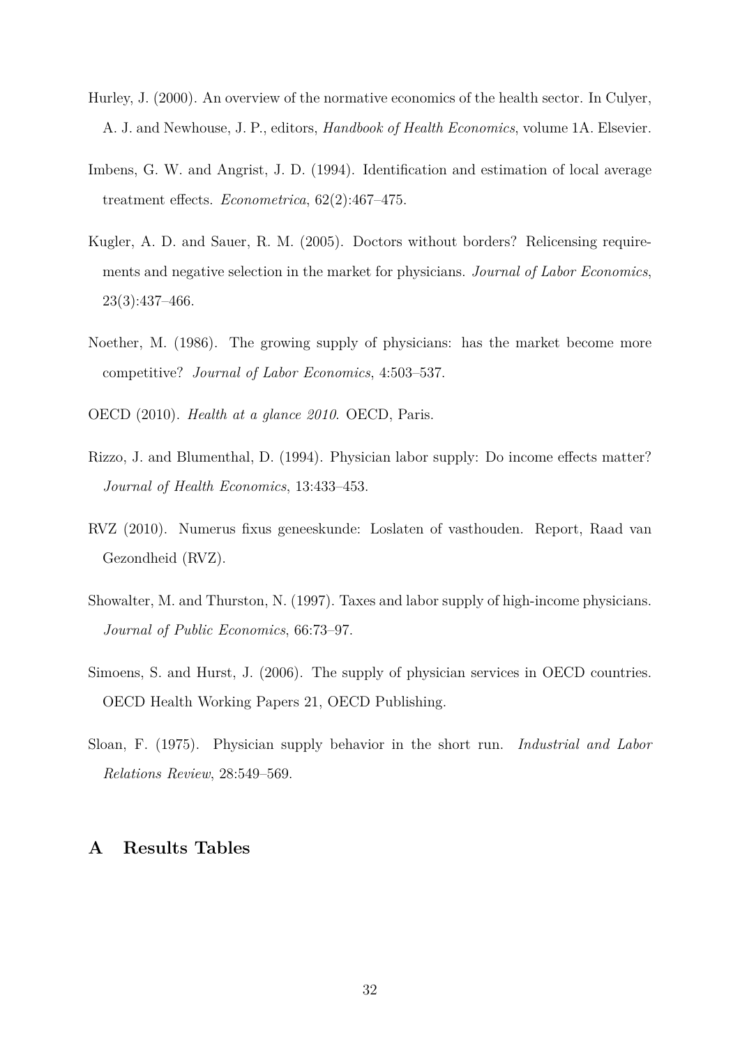Hurley, J. (2000). An overview of the normative economics of the health sector. In Culyer, A. J. and Newhouse, J. P., editors, *Handbook of Health Economics*, volume 1A. Elsevier.

Imbens, G. W. and Angrist, J. D. (1994). Identification and estimation of local average treatment effects. *Econometrica*, 62(2):467–475.

Kugler, A. D. and Sauer, R. M. (2005). Doctors without borders? Relicensing requirements and negative selection in the market for physicians. *Journal of Labor Economics*, 23(3):437–466.

Noether, M. (1986). The growing supply of physicians: has the market become more competitive? *Journal of Labor Economics*, 4:503–537.

OECD (2010). *Health at a glance 2010*. OECD, Paris.

Rizzo, J. and Blumenthal, D. (1994). Physician labor supply: Do income effects matter? *Journal of Health Economics*, 13:433–453.

RVZ (2010). Numerus fixus geneeskunde: Loslaten of vasthouden. Report, Raad van Gezondheid (RVZ).

Showalter, M. and Thurston, N. (1997). Taxes and labor supply of high-income physicians. *Journal of Public Economics*, 66:73–97.

Simoens, S. and Hurst, J. (2006). The supply of physician services in OECD countries. OECD Health Working Papers 21, OECD Publishing.

Sloan, F. (1975). Physician supply behavior in the short run. *Industrial and Labor Relations Review*, 28:549–569.

# A Results Tables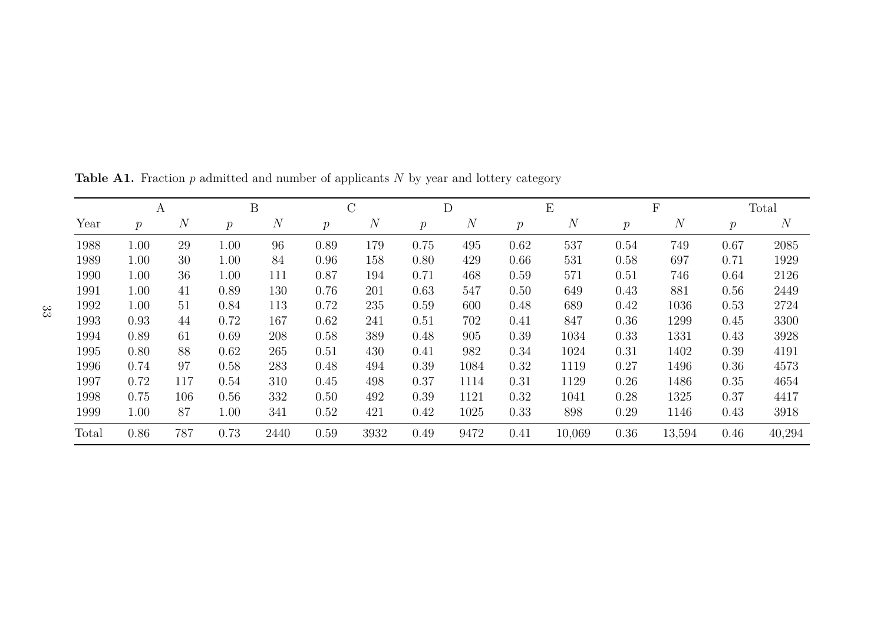**Table A1.** Fraction $p$ admitted and number of applicants $N$ by year and lottery category

| | A | | B | | C | | D | | E | | F | | Total | |
|---|---|---|---|---|---|---|---|---|---|---|---|---|---|---|
| Year | $p$ | $N$ | $p$ | $N$ | $p$ | $N$ | $p$ | $N$ | $p$ | $N$ | $p$ | $N$ | $p$ | $N$ |
| 1988 | 1.00 | 29 | 1.00 | 96 | 0.89 | 179 | 0.75 | 495 | 0.62 | 537 | 0.54 | 749 | 0.67 | 2085 |
| 1989 | 1.00 | 30 | 1.00 | 84 | 0.96 | 158 | 0.80 | 429 | 0.66 | 531 | 0.58 | 697 | 0.71 | 1929 |
| 1990 | 1.00 | 36 | 1.00 | 111 | 0.87 | 194 | 0.71 | 468 | 0.59 | 571 | 0.51 | 746 | 0.64 | 2126 |
| 1991 | 1.00 | 41 | 0.89 | 130 | 0.76 | 201 | 0.63 | 547 | 0.50 | 649 | 0.43 | 881 | 0.56 | 2449 |
| 1992 | 1.00 | 51 | 0.84 | 113 | 0.72 | 235 | 0.59 | 600 | 0.48 | 689 | 0.42 | 1036 | 0.53 | 2724 |
| 1993 | 0.93 | 44 | 0.72 | 167 | 0.62 | 241 | 0.51 | 702 | 0.41 | 847 | 0.36 | 1299 | 0.45 | 3300 |
| 1994 | 0.89 | 61 | 0.69 | 208 | 0.58 | 389 | 0.48 | 905 | 0.39 | 1034 | 0.33 | 1331 | 0.43 | 3928 |
| 1995 | 0.80 | 88 | 0.62 | 265 | 0.51 | 430 | 0.41 | 982 | 0.34 | 1024 | 0.31 | 1402 | 0.39 | 4191 |
| 1996 | 0.74 | 97 | 0.58 | 283 | 0.48 | 494 | 0.39 | 1084 | 0.32 | 1119 | 0.27 | 1496 | 0.36 | 4573 |
| 1997 | 0.72 | 117 | 0.54 | 310 | 0.45 | 498 | 0.37 | 1114 | 0.31 | 1129 | 0.26 | 1486 | 0.35 | 4654 |
| 1998 | 0.75 | 106 | 0.56 | 332 | 0.50 | 492 | 0.39 | 1121 | 0.32 | 1041 | 0.28 | 1325 | 0.37 | 4417 |
| 1999 | 1.00 | 87 | 1.00 | 341 | 0.52 | 421 | 0.42 | 1025 | 0.33 | 898 | 0.29 | 1146 | 0.43 | 3918 |
| Total | 0.86 | 787 | 0.73 | 2440 | 0.59 | 3932 | 0.49 | 9472 | 0.41 | 10,069 | 0.36 | 13,594 | 0.46 | 40,294 |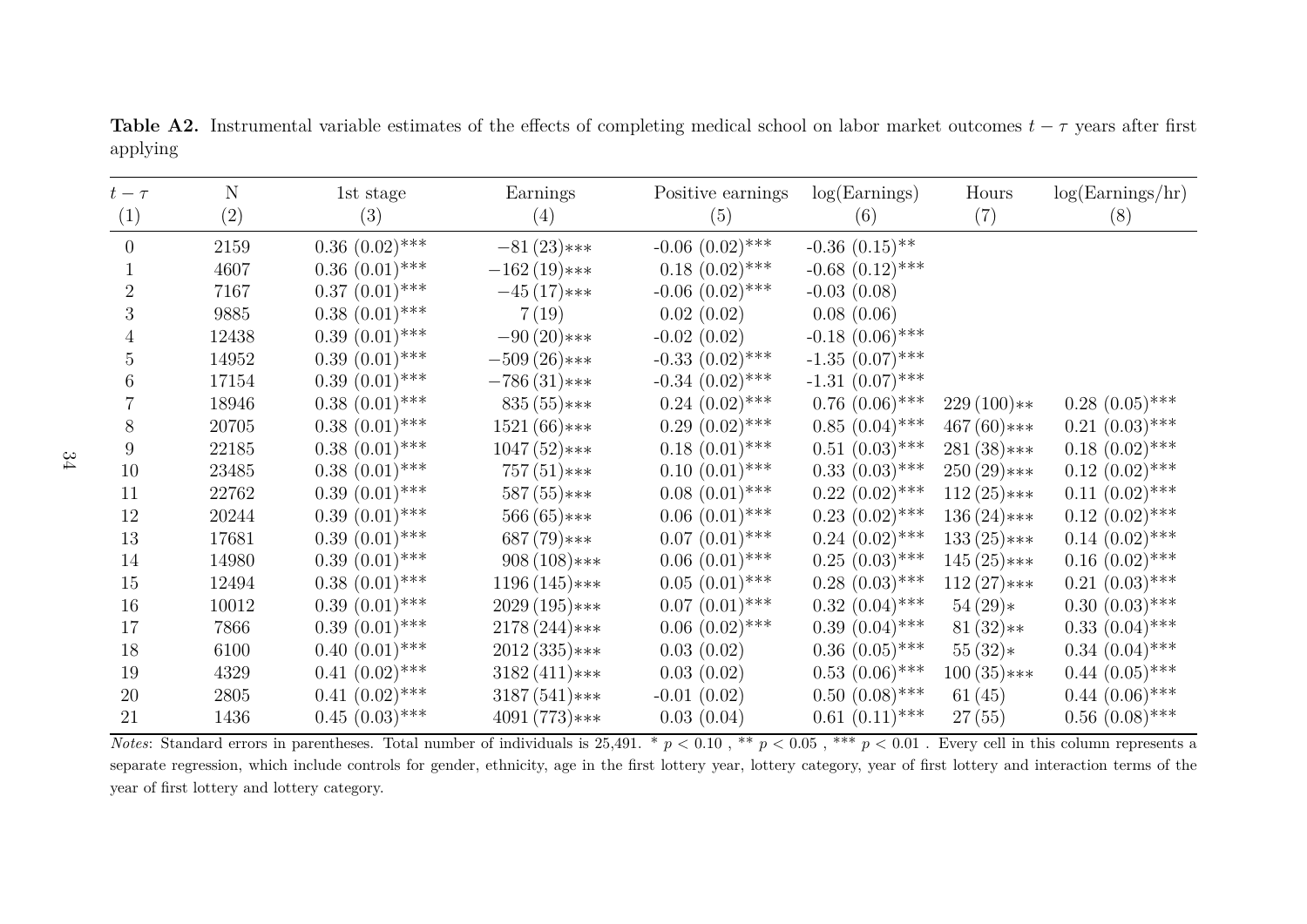**Table A2.** Instrumental variable estimates of the effects of completing medical school on labor market outcomes $t - \tau$ years after first applying

| $t - \tau$ | N | 1st stage | Earnings | Positive earnings | log(Earnings) | Hours | log(Earnings/hr) |
|---|---|---|---|---|---|---|---|
| (1) | (2) | (3) | (4) | (5) | (6) | (7) | (8) |
| 0 | 2159 | 0.36 (0.02)*** | −81 (23)*** | -0.06 (0.02)*** | -0.36 (0.15)** | | |
| 1 | 4607 | 0.36 (0.01)*** | −162 (19)*** | 0.18 (0.02)*** | -0.68 (0.12)*** | | |
| 2 | 7167 | 0.37 (0.01)*** | −45 (17)*** | -0.06 (0.02)*** | -0.03 (0.08) | | |
| 3 | 9885 | 0.38 (0.01)*** | 7 (19) | 0.02 (0.02) | 0.08 (0.06) | | |
| 4 | 12438 | 0.39 (0.01)*** | −90 (20)*** | -0.02 (0.02) | -0.18 (0.06)*** | | |
| 5 | 14952 | 0.39 (0.01)*** | −509 (26)*** | -0.33 (0.02)*** | -1.35 (0.07)*** | | |
| 6 | 17154 | 0.39 (0.01)*** | −786 (31)*** | -0.34 (0.02)*** | -1.31 (0.07)*** | | |
| 7 | 18946 | 0.38 (0.01)*** | 835 (55)*** | 0.24 (0.02)*** | 0.76 (0.06)*** | 229 (100)** | 0.28 (0.05)*** |
| 8 | 20705 | 0.38 (0.01)*** | 1521 (66)*** | 0.29 (0.02)*** | 0.85 (0.04)*** | 467 (60)*** | 0.21 (0.03)*** |
| 9 | 22185 | 0.38 (0.01)*** | 1047 (52)*** | 0.18 (0.01)*** | 0.51 (0.03)*** | 281 (38)*** | 0.18 (0.02)*** |
| 10 | 23485 | 0.38 (0.01)*** | 757 (51)*** | 0.10 (0.01)*** | 0.33 (0.03)*** | 250 (29)*** | 0.12 (0.02)*** |
| 11 | 22762 | 0.39 (0.01)*** | 587 (55)*** | 0.08 (0.01)*** | 0.22 (0.02)*** | 112 (25)*** | 0.11 (0.02)*** |
| 12 | 20244 | 0.39 (0.01)*** | 566 (65)*** | 0.06 (0.01)*** | 0.23 (0.02)*** | 136 (24)*** | 0.12 (0.02)*** |
| 13 | 17681 | 0.39 (0.01)*** | 687 (79)*** | 0.07 (0.01)*** | 0.24 (0.02)*** | 133 (25)*** | 0.14 (0.02)*** |
| 14 | 14980 | 0.39 (0.01)*** | 908 (108)*** | 0.06 (0.01)*** | 0.25 (0.03)*** | 145 (25)*** | 0.16 (0.02)*** |
| 15 | 12494 | 0.38 (0.01)*** | 1196 (145)*** | 0.05 (0.01)*** | 0.28 (0.03)*** | 112 (27)*** | 0.21 (0.03)*** |
| 16 | 10012 | 0.39 (0.01)*** | 2029 (195)*** | 0.07 (0.01)*** | 0.32 (0.04)*** | 54 (29)* | 0.30 (0.03)*** |
| 17 | 7866 | 0.39 (0.01)*** | 2178 (244)*** | 0.06 (0.02)*** | 0.39 (0.04)*** | 81 (32)** | 0.33 (0.04)*** |
| 18 | 6100 | 0.40 (0.01)*** | 2012 (335)*** | 0.03 (0.02) | 0.36 (0.05)*** | 55 (32)* | 0.34 (0.04)*** |
| 19 | 4329 | 0.41 (0.02)*** | 3182 (411)*** | 0.03 (0.02) | 0.53 (0.06)*** | 100 (35)*** | 0.44 (0.05)*** |
| 20 | 2805 | 0.41 (0.02)*** | 3187 (541)*** | -0.01 (0.02) | 0.50 (0.08)*** | 61 (45) | 0.44 (0.06)*** |
| 21 | 1436 | 0.45 (0.03)*** | 4091 (773)*** | 0.03 (0.04) | 0.61 (0.11)*** | 27 (55) | 0.56 (0.08)*** |

*Notes*: Standard errors in parentheses. Total number of individuals is 25,491. * $p < 0.10$ , ** $p < 0.05$ , *** $p < 0.01$ . Every cell in this column represents a separate regression, which include controls for gender, ethnicity, age in the first lottery year, lottery category, year of first lottery and interaction terms of the year of first lottery and lottery category.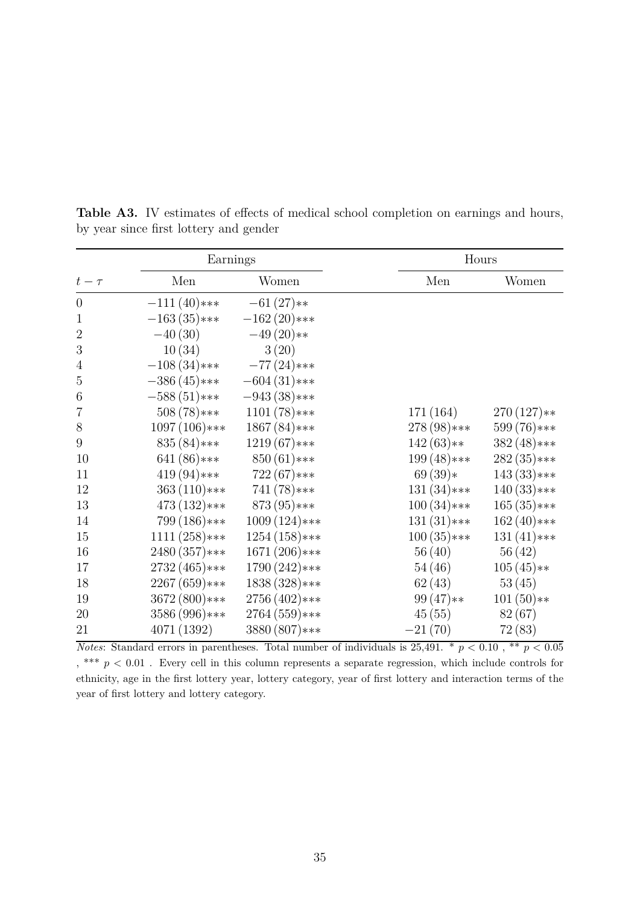**Table A3.** IV estimates of effects of medical school completion on earnings and hours, by year since first lottery and gender

| | Earnings | | Hours | |
|---|---|---|---|---|
| $t - \tau$ | Men | Women | Men | Women |
| 0 | $-111\,(40)$*** | $-61\,(27)$** | | |
| 1 | $-163\,(35)$*** | $-162\,(20)$*** | | |
| 2 | $-40\,(30)$ | $-49\,(20)$** | | |
| 3 | $10\,(34)$ | $3\,(20)$ | | |
| 4 | $-108\,(34)$*** | $-77\,(24)$*** | | |
| 5 | $-386\,(45)$*** | $-604\,(31)$*** | | |
| 6 | $-588\,(51)$*** | $-943\,(38)$*** | | |
| 7 | $508\,(78)$*** | $1101\,(78)$*** | $171\,(164)$ | $270\,(127)$** |
| 8 | $1097\,(106)$*** | $1867\,(84)$*** | $278\,(98)$*** | $599\,(76)$*** |
| 9 | $835\,(84)$*** | $1219\,(67)$*** | $142\,(63)$** | $382\,(48)$*** |
| 10 | $641\,(86)$*** | $850\,(61)$*** | $199\,(48)$*** | $282\,(35)$*** |
| 11 | $419\,(94)$*** | $722\,(67)$*** | $69\,(39)$* | $143\,(33)$*** |
| 12 | $363\,(110)$*** | $741\,(78)$*** | $131\,(34)$*** | $140\,(33)$*** |
| 13 | $473\,(132)$*** | $873\,(95)$*** | $100\,(34)$*** | $165\,(35)$*** |
| 14 | $799\,(186)$*** | $1009\,(124)$*** | $131\,(31)$*** | $162\,(40)$*** |
| 15 | $1111\,(258)$*** | $1254\,(158)$*** | $100\,(35)$*** | $131\,(41)$*** |
| 16 | $2480\,(357)$*** | $1671\,(206)$*** | $56\,(40)$ | $56\,(42)$ |
| 17 | $2732\,(465)$*** | $1790\,(242)$*** | $54\,(46)$ | $105\,(45)$** |
| 18 | $2267\,(659)$*** | $1838\,(328)$*** | $62\,(43)$ | $53\,(45)$ |
| 19 | $3672\,(800)$*** | $2756\,(402)$*** | $99\,(47)$** | $101\,(50)$** |
| 20 | $3586\,(996)$*** | $2764\,(559)$*** | $45\,(55)$ | $82\,(67)$ |
| 21 | $4071\,(1392)$ | $3880\,(807)$*** | $-21\,(70)$ | $72\,(83)$ |

*Notes*: Standard errors in parentheses. Total number of individuals is 25,491. * $p < 0.10$ , ** $p < 0.05$ , *** $p < 0.01$ . Every cell in this column represents a separate regression, which include controls for ethnicity, age in the first lottery year, lottery category, year of first lottery and interaction terms of the year of first lottery and lottery category.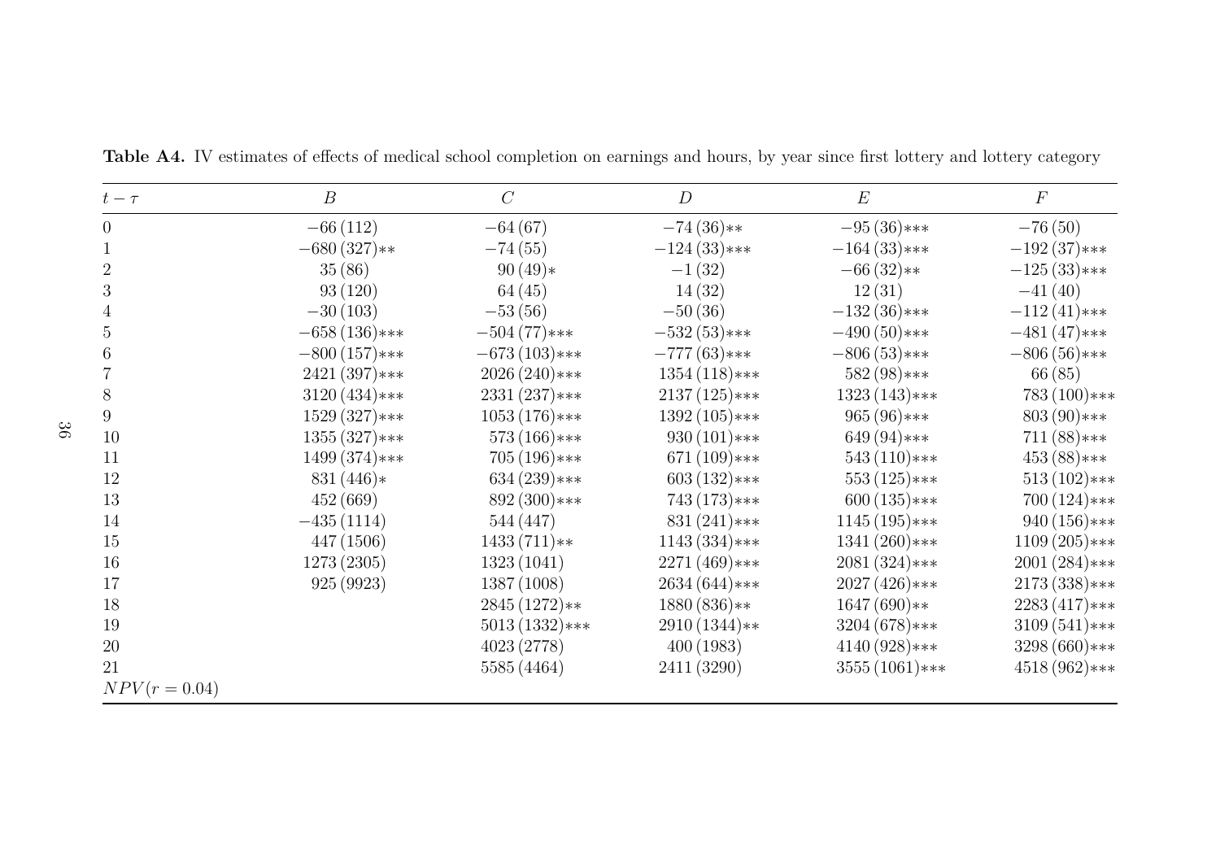**Table A4.** IV estimates of effects of medical school completion on earnings and hours, by year since first lottery and lottery category

| $t-\tau$ | $B$ | $C$ | $D$ | $E$ | $F$ |
|---|---|---|---|---|---|
| 0 | $-66\,(112)$ | $-64\,(67)$ | $-74\,(36)$** | $-95\,(36)$*** | $-76\,(50)$ |
| 1 | $-680\,(327)$** | $-74\,(55)$ | $-124\,(33)$*** | $-164\,(33)$*** | $-192\,(37)$*** |
| 2 | $35\,(86)$ | $90\,(49)$* | $-1\,(32)$ | $-66\,(32)$** | $-125\,(33)$*** |
| 3 | $93\,(120)$ | $64\,(45)$ | $14\,(32)$ | $12\,(31)$ | $-41\,(40)$ |
| 4 | $-30\,(103)$ | $-53\,(56)$ | $-50\,(36)$ | $-132\,(36)$*** | $-112\,(41)$*** |
| 5 | $-658\,(136)$*** | $-504\,(77)$*** | $-532\,(53)$*** | $-490\,(50)$*** | $-481\,(47)$*** |
| 6 | $-800\,(157)$*** | $-673\,(103)$*** | $-777\,(63)$*** | $-806\,(53)$*** | $-806\,(56)$*** |
| 7 | $2421\,(397)$*** | $2026\,(240)$*** | $1354\,(118)$*** | $582\,(98)$*** | $66\,(85)$ |
| 8 | $3120\,(434)$*** | $2331\,(237)$*** | $2137\,(125)$*** | $1323\,(143)$*** | $783\,(100)$*** |
| 9 | $1529\,(327)$*** | $1053\,(176)$*** | $1392\,(105)$*** | $965\,(96)$*** | $803\,(90)$*** |
| 10 | $1355\,(327)$*** | $573\,(166)$*** | $930\,(101)$*** | $649\,(94)$*** | $711\,(88)$*** |
| 11 | $1499\,(374)$*** | $705\,(196)$*** | $671\,(109)$*** | $543\,(110)$*** | $453\,(88)$*** |
| 12 | $831\,(446)$* | $634\,(239)$*** | $603\,(132)$*** | $553\,(125)$*** | $513\,(102)$*** |
| 13 | $452\,(669)$ | $892\,(300)$*** | $743\,(173)$*** | $600\,(135)$*** | $700\,(124)$*** |
| 14 | $-435\,(1114)$ | $544\,(447)$ | $831\,(241)$*** | $1145\,(195)$*** | $940\,(156)$*** |
| 15 | $447\,(1506)$ | $1433\,(711)$** | $1143\,(334)$*** | $1341\,(260)$*** | $1109\,(205)$*** |
| 16 | $1273\,(2305)$ | $1323\,(1041)$ | $2271\,(469)$*** | $2081\,(324)$*** | $2001\,(284)$*** |
| 17 | $925\,(9923)$ | $1387\,(1008)$ | $2634\,(644)$*** | $2027\,(426)$*** | $2173\,(338)$*** |
| 18 | | $2845\,(1272)$** | $1880\,(836)$** | $1647\,(690)$** | $2283\,(417)$*** |
| 19 | | $5013\,(1332)$*** | $2910\,(1344)$** | $3204\,(678)$*** | $3109\,(541)$*** |
| 20 | | $4023\,(2778)$ | $400\,(1983)$ | $4140\,(928)$*** | $3298\,(660)$*** |
| 21 | | $5585\,(4464)$ | $2411\,(3290)$ | $3555\,(1061)$*** | $4518\,(962)$*** |
| $NPV(r=0.04)$ | | | | | |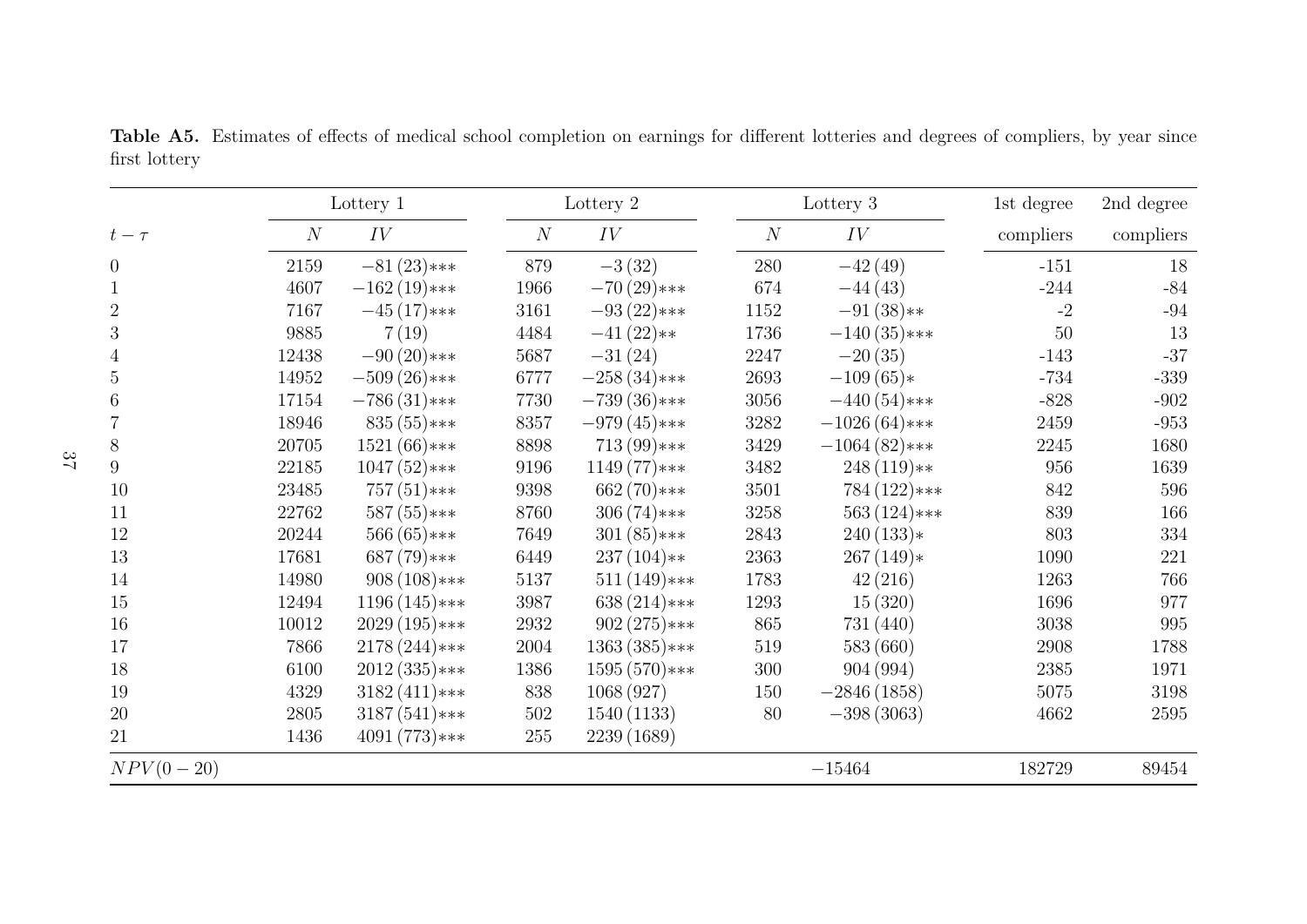**Table A5.** Estimates of effects of medical school completion on earnings for different lotteries and degrees of compliers, by year since first lottery

| | Lottery 1 | | Lottery 2 | | Lottery 3 | | 1st degree | 2nd degree |
|---|---|---|---|---|---|---|---|---|
| $t-\tau$ | $N$ | $IV$ | $N$ | $IV$ | $N$ | $IV$ | compliers | compliers |
| 0 | 2159 | $-81\,(23)$*** | 879 | $-3\,(32)$ | 280 | $-42\,(49)$ | -151 | 18 |
| 1 | 4607 | $-162\,(19)$*** | 1966 | $-70\,(29)$*** | 674 | $-44\,(43)$ | -244 | -84 |
| 2 | 7167 | $-45\,(17)$*** | 3161 | $-93\,(22)$*** | 1152 | $-91\,(38)$** | -2 | -94 |
| 3 | 9885 | $7\,(19)$ | 4484 | $-41\,(22)$** | 1736 | $-140\,(35)$*** | 50 | 13 |
| 4 | 12438 | $-90\,(20)$*** | 5687 | $-31\,(24)$ | 2247 | $-20\,(35)$ | -143 | -37 |
| 5 | 14952 | $-509\,(26)$*** | 6777 | $-258\,(34)$*** | 2693 | $-109\,(65)$* | -734 | -339 |
| 6 | 17154 | $-786\,(31)$*** | 7730 | $-739\,(36)$*** | 3056 | $-440\,(54)$*** | -828 | -902 |
| 7 | 18946 | $835\,(55)$*** | 8357 | $-979\,(45)$*** | 3282 | $-1026\,(64)$*** | 2459 | -953 |
| 8 | 20705 | $1521\,(66)$*** | 8898 | $713\,(99)$*** | 3429 | $-1064\,(82)$*** | 2245 | 1680 |
| 9 | 22185 | $1047\,(52)$*** | 9196 | $1149\,(77)$*** | 3482 | $248\,(119)$** | 956 | 1639 |
| 10 | 23485 | $757\,(51)$*** | 9398 | $662\,(70)$*** | 3501 | $784\,(122)$*** | 842 | 596 |
| 11 | 22762 | $587\,(55)$*** | 8760 | $306\,(74)$*** | 3258 | $563\,(124)$*** | 839 | 166 |
| 12 | 20244 | $566\,(65)$*** | 7649 | $301\,(85)$*** | 2843 | $240\,(133)$* | 803 | 334 |
| 13 | 17681 | $687\,(79)$*** | 6449 | $237\,(104)$** | 2363 | $267\,(149)$* | 1090 | 221 |
| 14 | 14980 | $908\,(108)$*** | 5137 | $511\,(149)$*** | 1783 | $42\,(216)$ | 1263 | 766 |
| 15 | 12494 | $1196\,(145)$*** | 3987 | $638\,(214)$*** | 1293 | $15\,(320)$ | 1696 | 977 |
| 16 | 10012 | $2029\,(195)$*** | 2932 | $902\,(275)$*** | 865 | $731\,(440)$ | 3038 | 995 |
| 17 | 7866 | $2178\,(244)$*** | 2004 | $1363\,(385)$*** | 519 | $583\,(660)$ | 2908 | 1788 |
| 18 | 6100 | $2012\,(335)$*** | 1386 | $1595\,(570)$*** | 300 | $904\,(994)$ | 2385 | 1971 |
| 19 | 4329 | $3182\,(411)$*** | 838 | $1068\,(927)$ | 150 | $-2846\,(1858)$ | 5075 | 3198 |
| 20 | 2805 | $3187\,(541)$*** | 502 | $1540\,(1133)$ | 80 | $-398\,(3063)$ | 4662 | 2595 |
| 21 | 1436 | $4091\,(773)$*** | 255 | $2239\,(1689)$ | | | | |
| $NPV(0-20)$ | | | | | | $-15464$ | 182729 | 89454 |